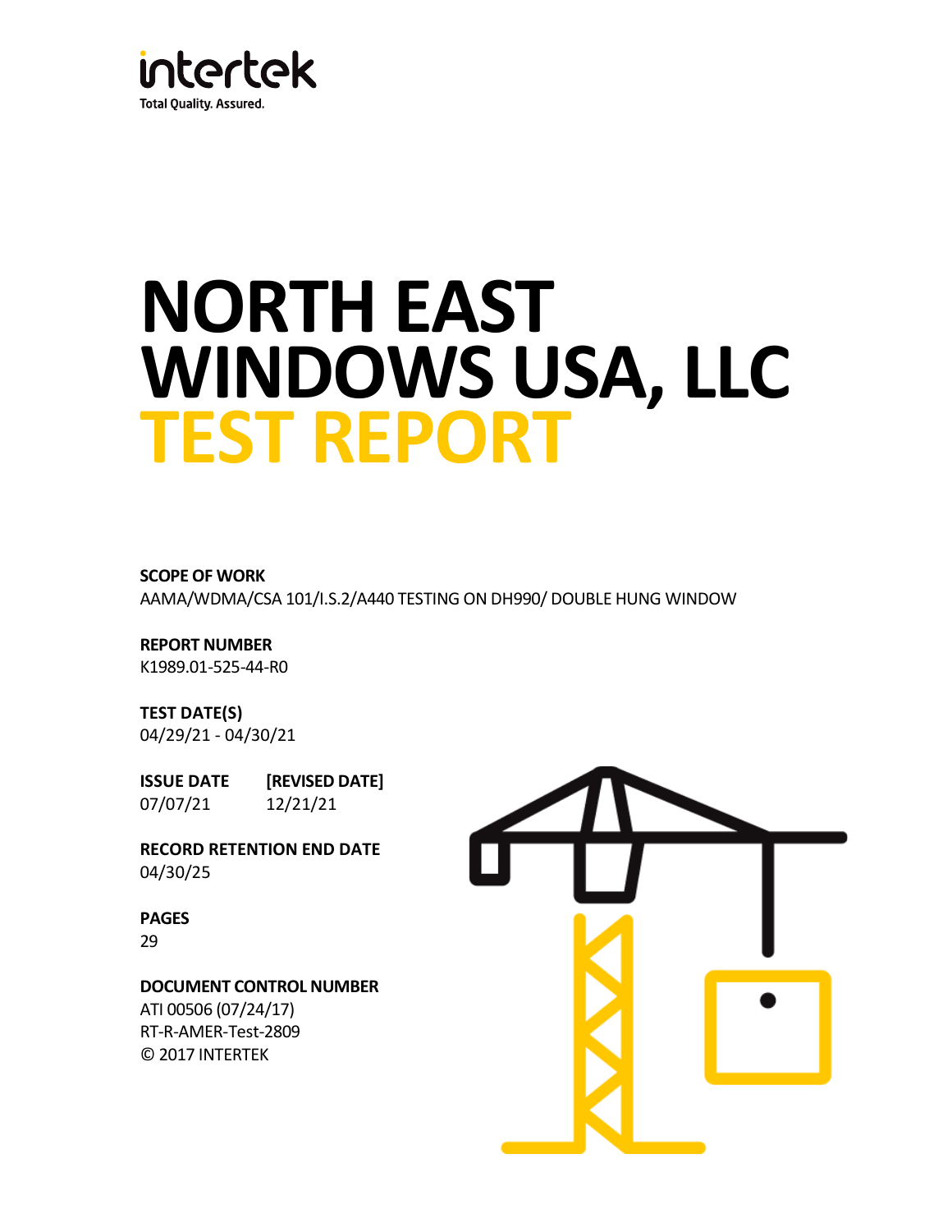intertek

Total Quality. Assured.

# NORTH EAST WINDOWS USA, LLC
# TEST REPORT

**SCOPE OF WORK**

AAMA/WDMA/CSA 101/I.S.2/A440 TESTING ON DH990/ DOUBLE HUNG WINDOW

**REPORT NUMBER**

K1989.01-525-44-R0

**TEST DATE(S)**

04/29/21 - 04/30/21

| **ISSUE DATE** | **[REVISED DATE]** |
|---|---|
| 07/07/21 | 12/21/21 |

**RECORD RETENTION END DATE**

04/30/25

**PAGES**

29

**DOCUMENT CONTROL NUMBER**

ATI 00506 (07/24/17)

RT-R-AMER-Test-2809

© 2017 INTERTEK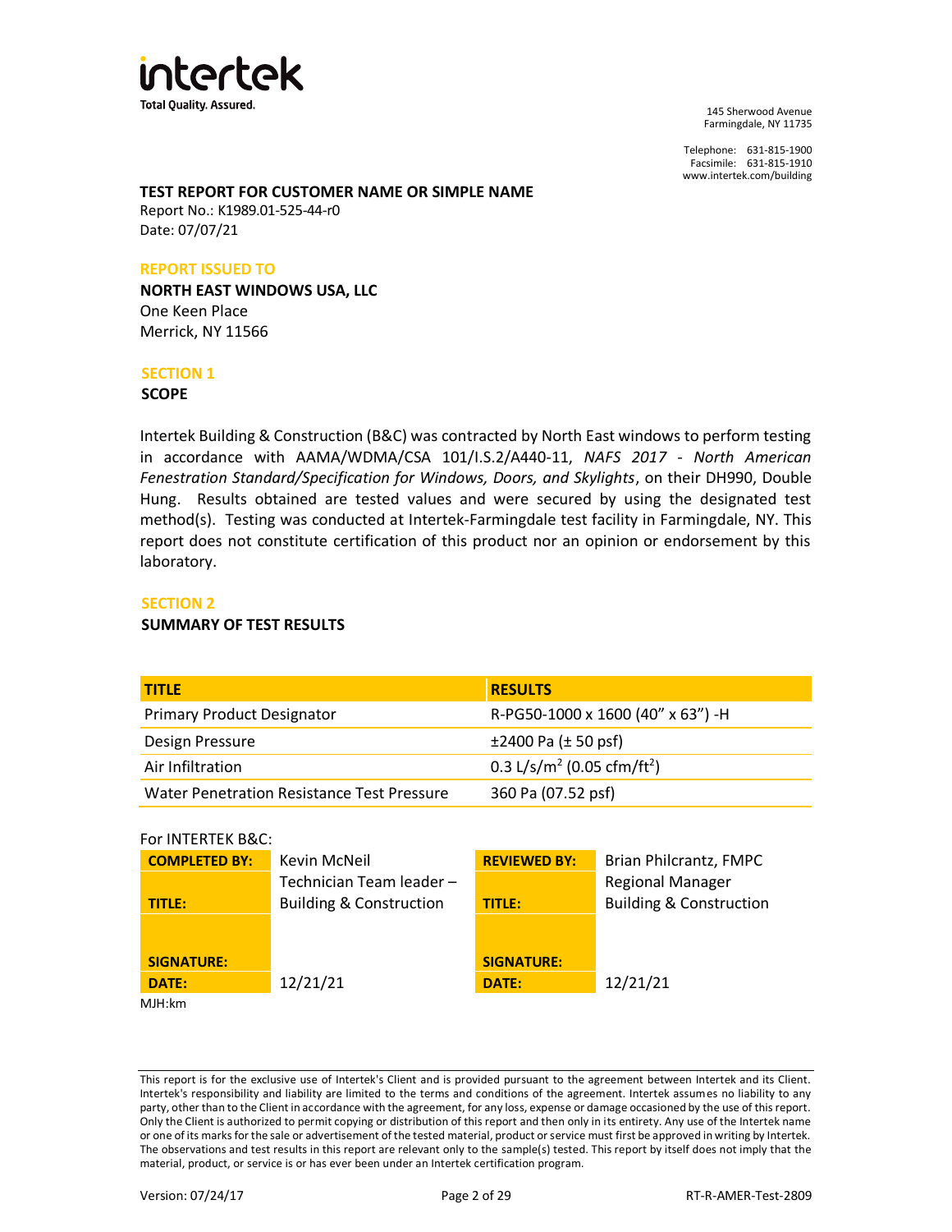intertek

Total Quality. Assured.

145 Sherwood Avenue
Farmingdale, NY 11735

Telephone: 631-815-1900
Facsimile: 631-815-1910
www.intertek.com/building

**TEST REPORT FOR CUSTOMER NAME OR SIMPLE NAME**

Report No.: K1989.01-525-44-r0
Date: 07/07/21

**REPORT ISSUED TO**

**NORTH EAST WINDOWS USA, LLC**
One Keen Place
Merrick, NY 11566

## SECTION 1
### SCOPE

Intertek Building & Construction (B&C) was contracted by North East windows to perform testing in accordance with AAMA/WDMA/CSA 101/I.S.2/A440-11, *NAFS 2017 - North American Fenestration Standard/Specification for Windows, Doors, and Skylights*, on their DH990, Double Hung. Results obtained are tested values and were secured by using the designated test method(s). Testing was conducted at Intertek-Farmingdale test facility in Farmingdale, NY. This report does not constitute certification of this product nor an opinion or endorsement by this laboratory.

## SECTION 2
### SUMMARY OF TEST RESULTS

| TITLE | RESULTS |
|---|---|
| Primary Product Designator | R-PG50-1000 x 1600 (40" x 63") -H |
| Design Pressure | ±2400 Pa (± 50 psf) |
| Air Infiltration | 0.3 L/s/m$^2$ (0.05 cfm/ft$^2$) |
| Water Penetration Resistance Test Pressure | 360 Pa (07.52 psf) |

For INTERTEK B&C:

| | | | |
|---|---|---|---|
| **COMPLETED BY:** | Kevin McNeil | **REVIEWED BY:** | Brian Philcrantz, FMPC |
| **TITLE:** | Technician Team leader – Building & Construction | **TITLE:** | Regional Manager Building & Construction |
| **SIGNATURE:** | | **SIGNATURE:** | |
| **DATE:** | 12/21/21 | **DATE:** | 12/21/21 |

MJH:km

This report is for the exclusive use of Intertek's Client and is provided pursuant to the agreement between Intertek and its Client. Intertek's responsibility and liability are limited to the terms and conditions of the agreement. Intertek assumes no liability to any party, other than to the Client in accordance with the agreement, for any loss, expense or damage occasioned by the use of this report. Only the Client is authorized to permit copying or distribution of this report and then only in its entirety. Any use of the Intertek name or one of its marks for the sale or advertisement of the tested material, product or service must first be approved in writing by Intertek. The observations and test results in this report are relevant only to the sample(s) tested. This report by itself does not imply that the material, product, or service is or has ever been under an Intertek certification program.

Version: 07/24/17 RT-R-AMER-Test-2809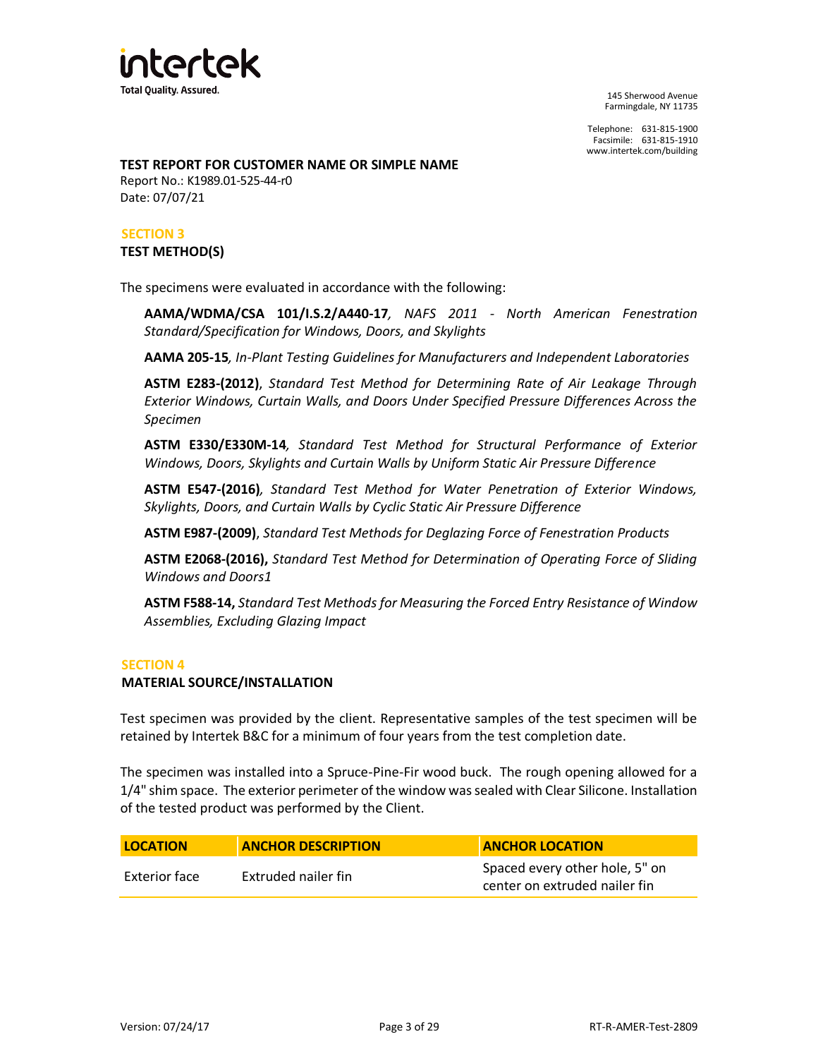**TEST REPORT FOR CUSTOMER NAME OR SIMPLE NAME**

Report No.: K1989.01-525-44-r0

Date: 07/07/21

## SECTION 3

### TEST METHOD(S)

The specimens were evaluated in accordance with the following:

**AAMA/WDMA/CSA 101/I.S.2/A440-17***, NAFS 2011 - North American Fenestration Standard/Specification for Windows, Doors, and Skylights*

**AAMA 205-15***, In-Plant Testing Guidelines for Manufacturers and Independent Laboratories*

**ASTM E283-(2012)**, *Standard Test Method for Determining Rate of Air Leakage Through Exterior Windows, Curtain Walls, and Doors Under Specified Pressure Differences Across the Specimen*

**ASTM E330/E330M-14***, Standard Test Method for Structural Performance of Exterior Windows, Doors, Skylights and Curtain Walls by Uniform Static Air Pressure Difference*

**ASTM E547-(2016)***, Standard Test Method for Water Penetration of Exterior Windows, Skylights, Doors, and Curtain Walls by Cyclic Static Air Pressure Difference*

**ASTM E987-(2009)**, *Standard Test Methods for Deglazing Force of Fenestration Products*

**ASTM E2068-(2016),** *Standard Test Method for Determination of Operating Force of Sliding Windows and Doors1*

**ASTM F588-14,** *Standard Test Methods for Measuring the Forced Entry Resistance of Window Assemblies, Excluding Glazing Impact*

## SECTION 4

### MATERIAL SOURCE/INSTALLATION

Test specimen was provided by the client. Representative samples of the test specimen will be retained by Intertek B&C for a minimum of four years from the test completion date.

The specimen was installed into a Spruce-Pine-Fir wood buck. The rough opening allowed for a 1/4" shim space. The exterior perimeter of the window was sealed with Clear Silicone. Installation of the tested product was performed by the Client.

| LOCATION | ANCHOR DESCRIPTION | ANCHOR LOCATION |
| --- | --- | --- |
| Exterior face | Extruded nailer fin | Spaced every other hole, 5" on center on extruded nailer fin |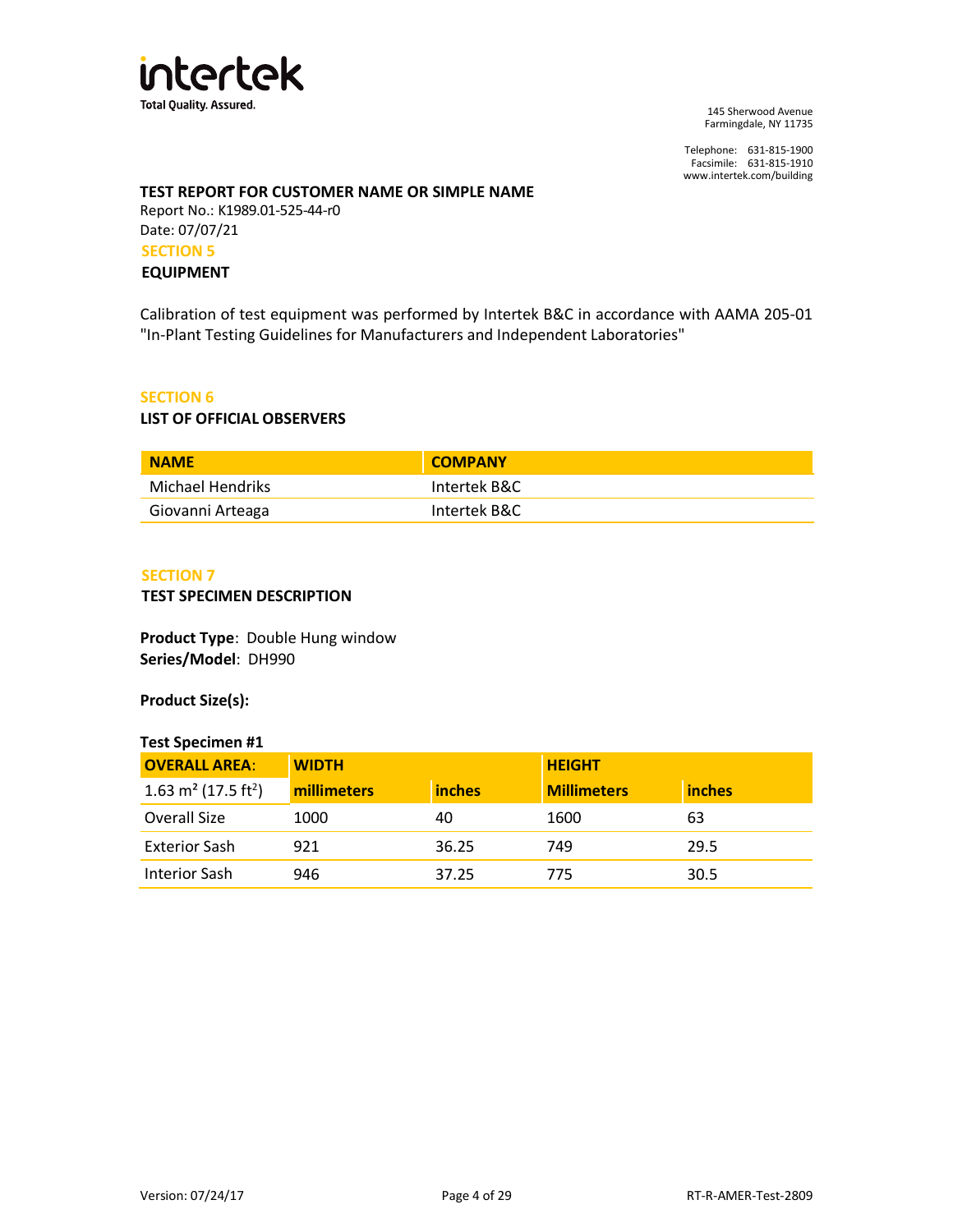**TEST REPORT FOR CUSTOMER NAME OR SIMPLE NAME**
Report No.: K1989.01-525-44-r0
Date: 07/07/21

## SECTION 5
### EQUIPMENT

Calibration of test equipment was performed by Intertek B&C in accordance with AAMA 205-01 "In-Plant Testing Guidelines for Manufacturers and Independent Laboratories"

## SECTION 6
### LIST OF OFFICIAL OBSERVERS

| NAME | COMPANY |
|---|---|
| Michael Hendriks | Intertek B&C |
| Giovanni Arteaga | Intertek B&C |

## SECTION 7
### TEST SPECIMEN DESCRIPTION

**Product Type**: Double Hung window
**Series/Model**: DH990

**Product Size(s):**

**Test Specimen #1**

| OVERALL AREA: | WIDTH | | HEIGHT | |
|---|---|---|---|---|
| 1.63 $m^2$ (17.5 $ft^2$) | millimeters | inches | Millimeters | inches |
| Overall Size | 1000 | 40 | 1600 | 63 |
| Exterior Sash | 921 | 36.25 | 749 | 29.5 |
| Interior Sash | 946 | 37.25 | 775 | 30.5 |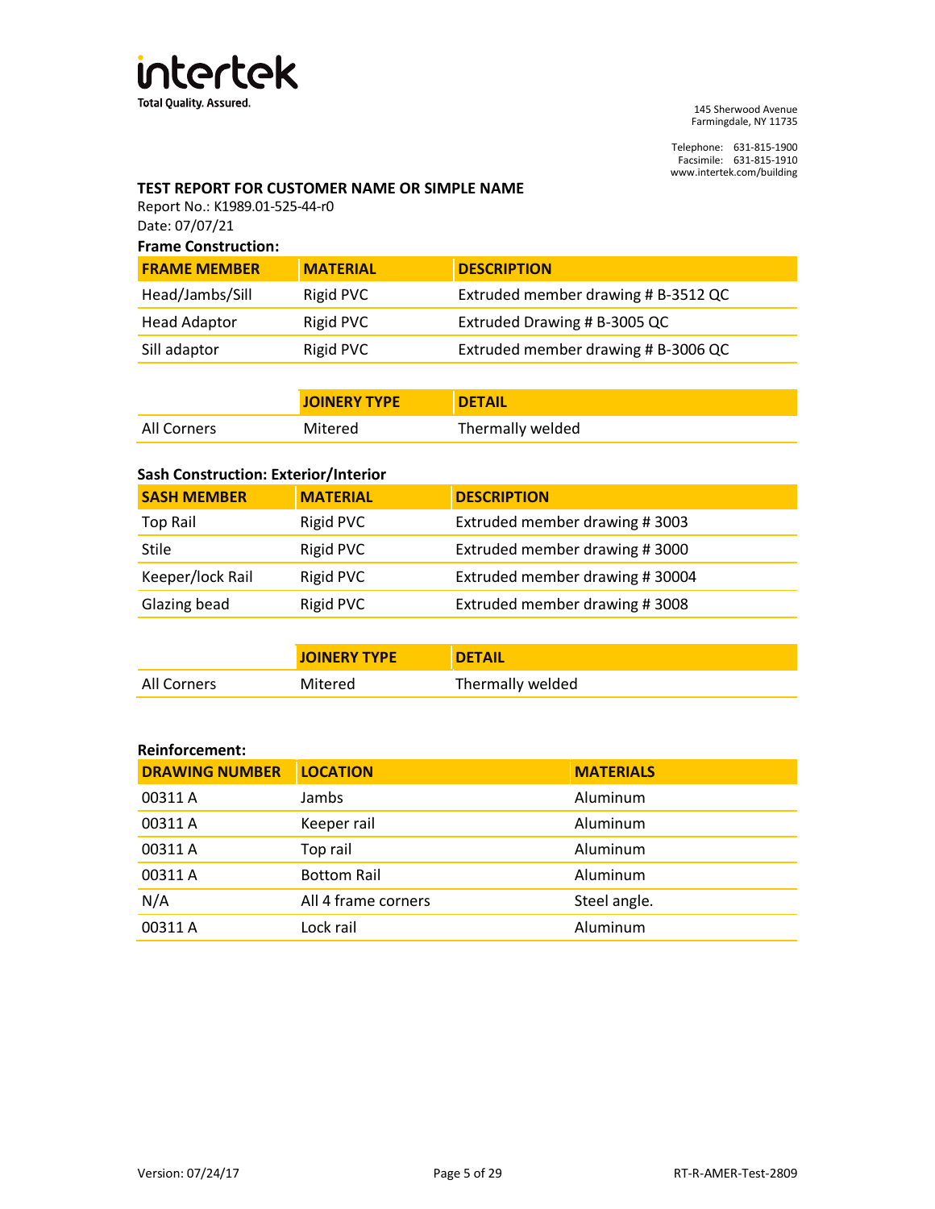**TEST REPORT FOR CUSTOMER NAME OR SIMPLE NAME**

Report No.: K1989.01-525-44-r0

Date: 07/07/21

**Frame Construction:**

| FRAME MEMBER | MATERIAL | DESCRIPTION |
|---|---|---|
| Head/Jambs/Sill | Rigid PVC | Extruded member drawing # B-3512 QC |
| Head Adaptor | Rigid PVC | Extruded Drawing # B-3005 QC |
| Sill adaptor | Rigid PVC | Extruded member drawing # B-3006 QC |

| | JOINERY TYPE | DETAIL |
|---|---|---|
| All Corners | Mitered | Thermally welded |

**Sash Construction: Exterior/Interior**

| SASH MEMBER | MATERIAL | DESCRIPTION |
|---|---|---|
| Top Rail | Rigid PVC | Extruded member drawing # 3003 |
| Stile | Rigid PVC | Extruded member drawing # 3000 |
| Keeper/lock Rail | Rigid PVC | Extruded member drawing # 30004 |
| Glazing bead | Rigid PVC | Extruded member drawing # 3008 |

| | JOINERY TYPE | DETAIL |
|---|---|---|
| All Corners | Mitered | Thermally welded |

**Reinforcement:**

| DRAWING NUMBER | LOCATION | MATERIALS |
|---|---|---|
| 00311 A | Jambs | Aluminum |
| 00311 A | Keeper rail | Aluminum |
| 00311 A | Top rail | Aluminum |
| 00311 A | Bottom Rail | Aluminum |
| N/A | All 4 frame corners | Steel angle. |
| 00311 A | Lock rail | Aluminum |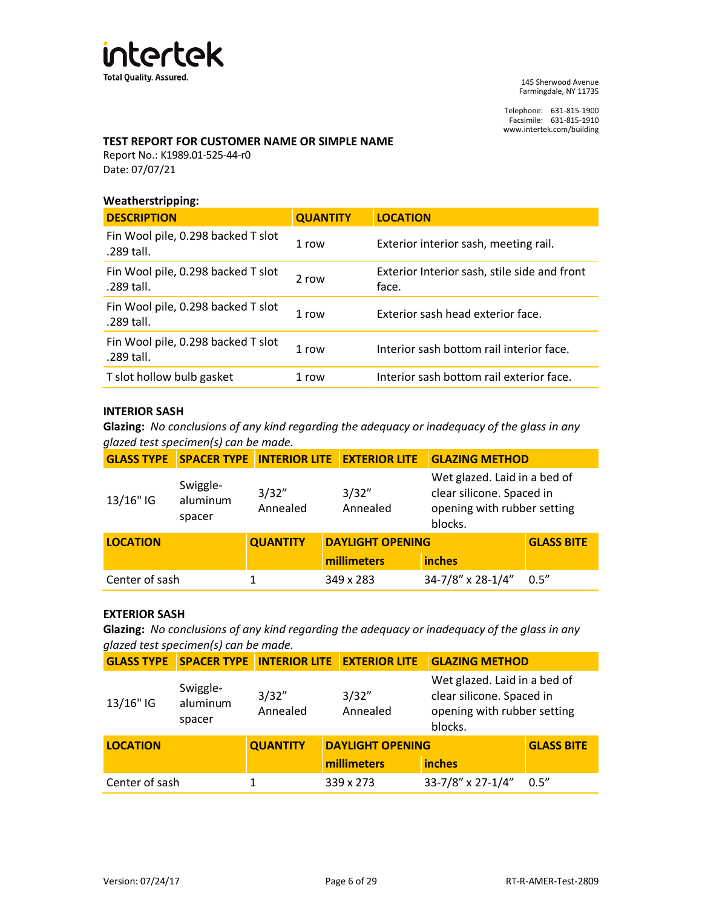**TEST REPORT FOR CUSTOMER NAME OR SIMPLE NAME**
Report No.: K1989.01-525-44-r0
Date: 07/07/21

**Weatherstripping:**

| DESCRIPTION | QUANTITY | LOCATION |
|---|---|---|
| Fin Wool pile, 0.298 backed T slot .289 tall. | 1 row | Exterior interior sash, meeting rail. |
| Fin Wool pile, 0.298 backed T slot .289 tall. | 2 row | Exterior Interior sash, stile side and front face. |
| Fin Wool pile, 0.298 backed T slot .289 tall. | 1 row | Exterior sash head exterior face. |
| Fin Wool pile, 0.298 backed T slot .289 tall. | 1 row | Interior sash bottom rail interior face. |
| T slot hollow bulb gasket | 1 row | Interior sash bottom rail exterior face. |

**INTERIOR SASH**

**Glazing:** *No conclusions of any kind regarding the adequacy or inadequacy of the glass in any glazed test specimen(s) can be made.*

| GLASS TYPE | SPACER TYPE | INTERIOR LITE | EXTERIOR LITE | GLAZING METHOD |
|---|---|---|---|---|
| 13/16" IG | Swiggle-aluminum spacer | 3/32" Annealed | 3/32" Annealed | Wet glazed. Laid in a bed of clear silicone. Spaced in opening with rubber setting blocks. |

| LOCATION | QUANTITY | DAYLIGHT OPENING | | GLASS BITE |
|---|---|---|---|---|
| | | millimeters | inches | |
| Center of sash | 1 | 349 x 283 | 34-7/8" x 28-1/4" | 0.5" |

**EXTERIOR SASH**

**Glazing:** *No conclusions of any kind regarding the adequacy or inadequacy of the glass in any glazed test specimen(s) can be made.*

| GLASS TYPE | SPACER TYPE | INTERIOR LITE | EXTERIOR LITE | GLAZING METHOD |
|---|---|---|---|---|
| 13/16" IG | Swiggle-aluminum spacer | 3/32" Annealed | 3/32" Annealed | Wet glazed. Laid in a bed of clear silicone. Spaced in opening with rubber setting blocks. |

| LOCATION | QUANTITY | DAYLIGHT OPENING | | GLASS BITE |
|---|---|---|---|---|
| | | millimeters | inches | |
| Center of sash | 1 | 339 x 273 | 33-7/8" x 27-1/4" | 0.5" |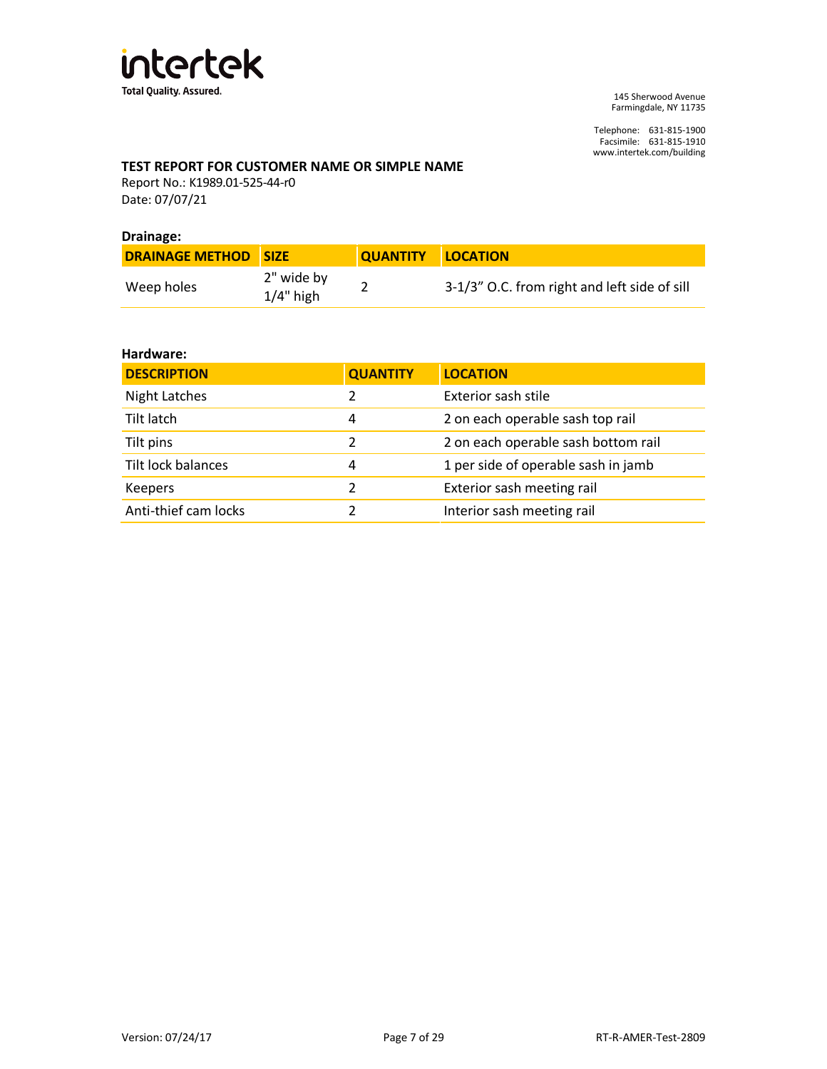**TEST REPORT FOR CUSTOMER NAME OR SIMPLE NAME**

Report No.: K1989.01-525-44-r0

Date: 07/07/21

**Drainage:**

| DRAINAGE METHOD | SIZE | QUANTITY | LOCATION |
|---|---|---|---|
| Weep holes | 2" wide by 1/4" high | 2 | 3-1/3" O.C. from right and left side of sill |

**Hardware:**

| DESCRIPTION | QUANTITY | LOCATION |
|---|---|---|
| Night Latches | 2 | Exterior sash stile |
| Tilt latch | 4 | 2 on each operable sash top rail |
| Tilt pins | 2 | 2 on each operable sash bottom rail |
| Tilt lock balances | 4 | 1 per side of operable sash in jamb |
| Keepers | 2 | Exterior sash meeting rail |
| Anti-thief cam locks | 2 | Interior sash meeting rail |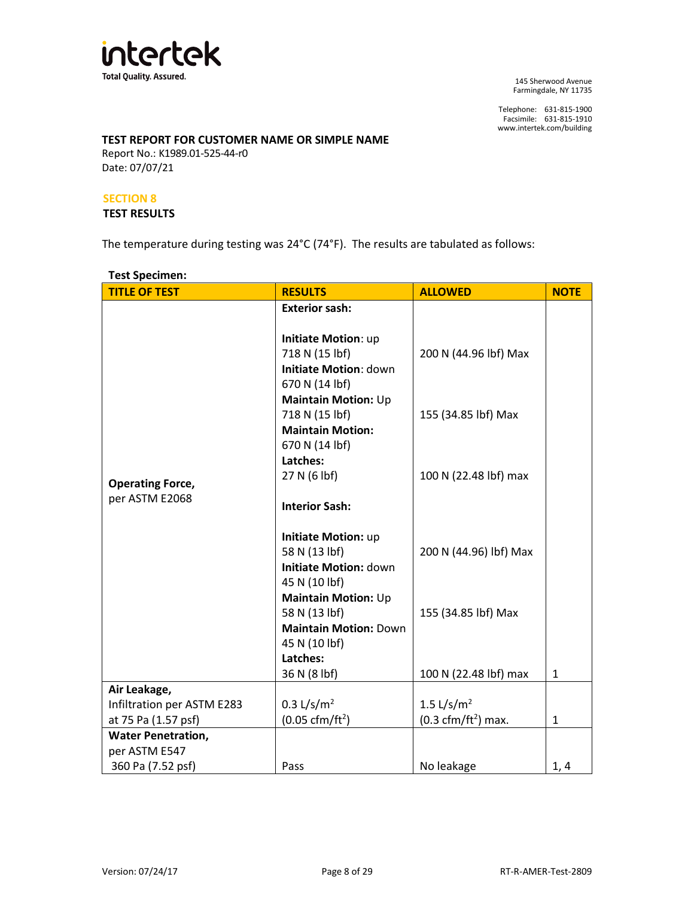**TEST REPORT FOR CUSTOMER NAME OR SIMPLE NAME**
Report No.: K1989.01-525-44-r0
Date: 07/07/21

## SECTION 8
### TEST RESULTS

The temperature during testing was 24°C (74°F). The results are tabulated as follows:

**Test Specimen:**

| TITLE OF TEST | RESULTS | ALLOWED | NOTE |
|---|---|---|---|
| **Operating Force,** per ASTM E2068 | **Exterior sash:** | | |
| | **Initiate Motion**: up 718 N (15 lbf) | 200 N (44.96 lbf) Max | |
| | **Initiate Motion**: down 670 N (14 lbf) | | |
| | **Maintain Motion:** Up 718 N (15 lbf) | 155 (34.85 lbf) Max | |
| | **Maintain Motion:** 670 N (14 lbf) | | |
| | **Latches:** 27 N (6 lbf) | 100 N (22.48 lbf) max | |
| | **Interior Sash:** | | |
| | **Initiate Motion:** up 58 N (13 lbf) | 200 N (44.96) lbf) Max | |
| | **Initiate Motion:** down 45 N (10 lbf) | | |
| | **Maintain Motion:** Up 58 N (13 lbf) | 155 (34.85 lbf) Max | |
| | **Maintain Motion:** Down 45 N (10 lbf) | | |
| | **Latches:** 36 N (8 lbf) | 100 N (22.48 lbf) max | 1 |
| **Air Leakage,** Infiltration per ASTM E283 at 75 Pa (1.57 psf) | 0.3 $L/s/m^2$ (0.05 $cfm/ft^2$) | 1.5 $L/s/m^2$ (0.3 $cfm/ft^2$) max. | 1 |
| **Water Penetration,** per ASTM E547 360 Pa (7.52 psf) | Pass | No leakage | 1, 4 |

Version: 07/24/17 RT-R-AMER-Test-2809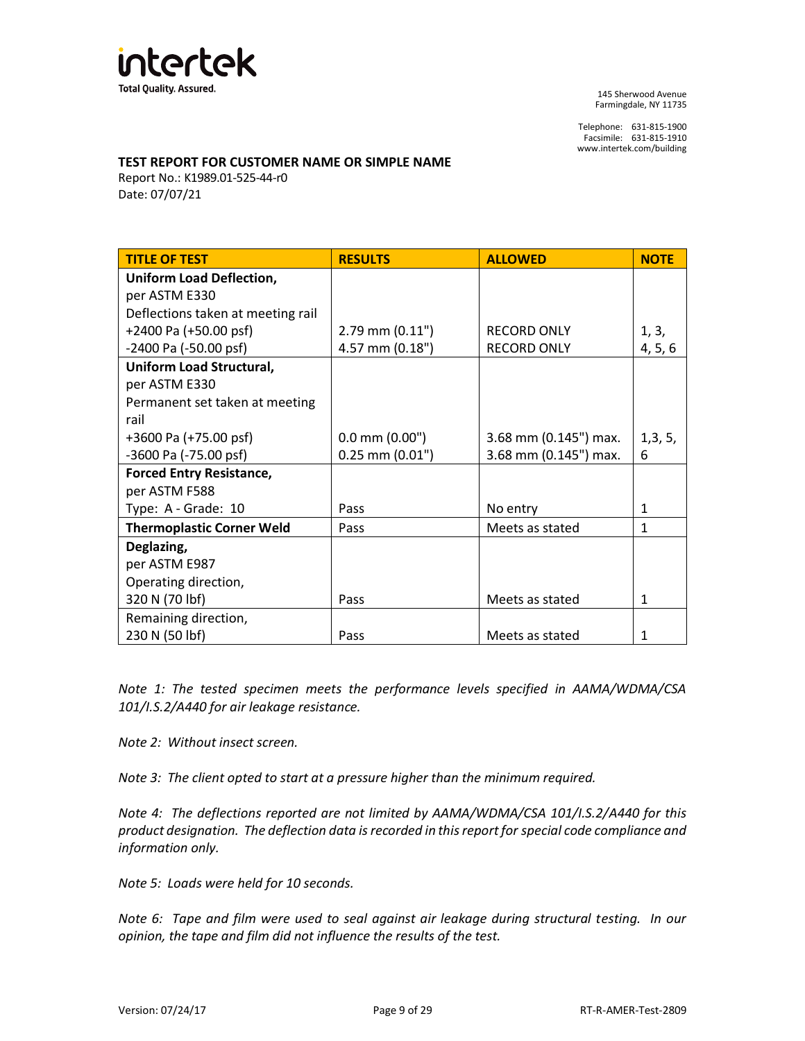**TEST REPORT FOR CUSTOMER NAME OR SIMPLE NAME**

Report No.: K1989.01-525-44-r0

Date: 07/07/21

| TITLE OF TEST | RESULTS | ALLOWED | NOTE |
|---|---|---|---|
| **Uniform Load Deflection,** per ASTM E330 Deflections taken at meeting rail | | | |
| +2400 Pa (+50.00 psf) | 2.79 mm (0.11") | RECORD ONLY | 1, 3, |
| -2400 Pa (-50.00 psf) | 4.57 mm (0.18") | RECORD ONLY | 4, 5, 6 |
| **Uniform Load Structural,** per ASTM E330 Permanent set taken at meeting rail | | | |
| +3600 Pa (+75.00 psf) | 0.0 mm (0.00") | 3.68 mm (0.145") max. | 1,3, 5, |
| -3600 Pa (-75.00 psf) | 0.25 mm (0.01") | 3.68 mm (0.145") max. | 6 |
| **Forced Entry Resistance,** per ASTM F588 Type: A - Grade: 10 | Pass | No entry | 1 |
| **Thermoplastic Corner Weld** | Pass | Meets as stated | 1 |
| **Deglazing,** per ASTM E987 Operating direction, 320 N (70 lbf) | Pass | Meets as stated | 1 |
| Remaining direction, 230 N (50 lbf) | Pass | Meets as stated | 1 |

*Note 1: The tested specimen meets the performance levels specified in AAMA/WDMA/CSA 101/I.S.2/A440 for air leakage resistance.*

*Note 2: Without insect screen.*

*Note 3: The client opted to start at a pressure higher than the minimum required.*

*Note 4: The deflections reported are not limited by AAMA/WDMA/CSA 101/I.S.2/A440 for this product designation. The deflection data is recorded in this report for special code compliance and information only.*

*Note 5: Loads were held for 10 seconds.*

*Note 6: Tape and film were used to seal against air leakage during structural testing. In our opinion, the tape and film did not influence the results of the test.*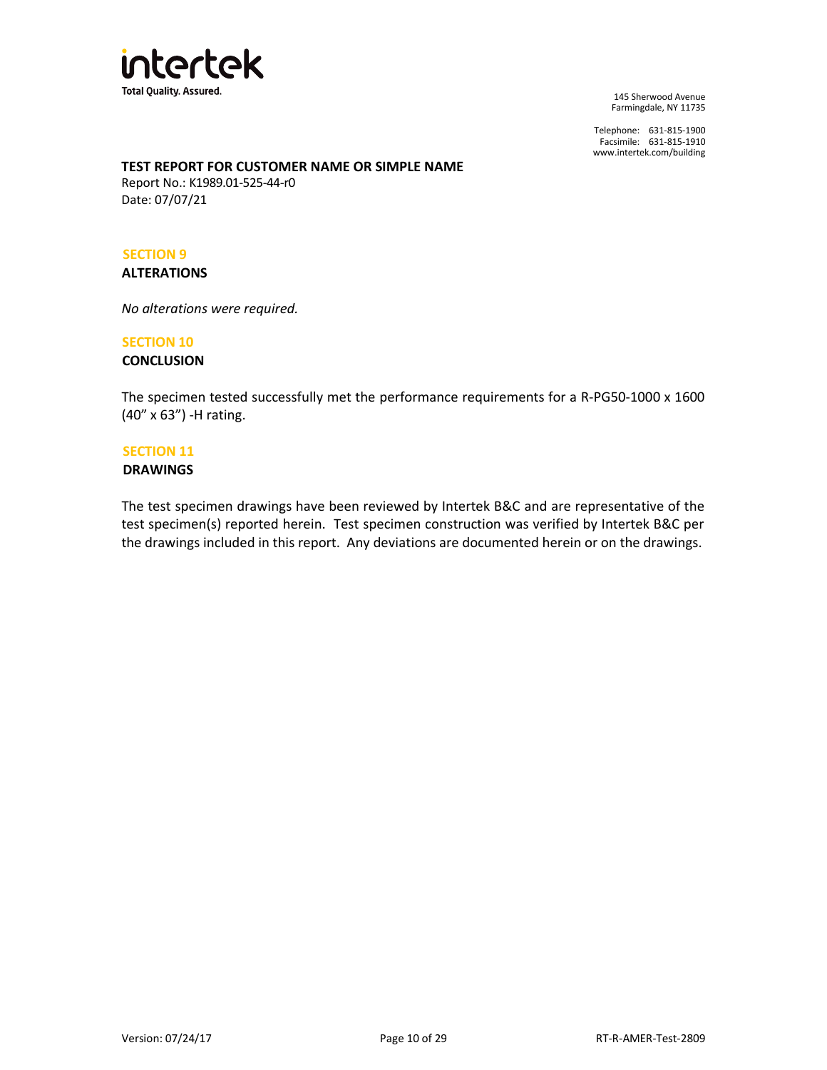**TEST REPORT FOR CUSTOMER NAME OR SIMPLE NAME**
Report No.: K1989.01-525-44-r0
Date: 07/07/21

## SECTION 9
**ALTERATIONS**

*No alterations were required.*

## SECTION 10
**CONCLUSION**

The specimen tested successfully met the performance requirements for a R-PG50-1000 x 1600 (40” x 63”) -H rating.

## SECTION 11
**DRAWINGS**

The test specimen drawings have been reviewed by Intertek B&C and are representative of the test specimen(s) reported herein. Test specimen construction was verified by Intertek B&C per the drawings included in this report. Any deviations are documented herein or on the drawings.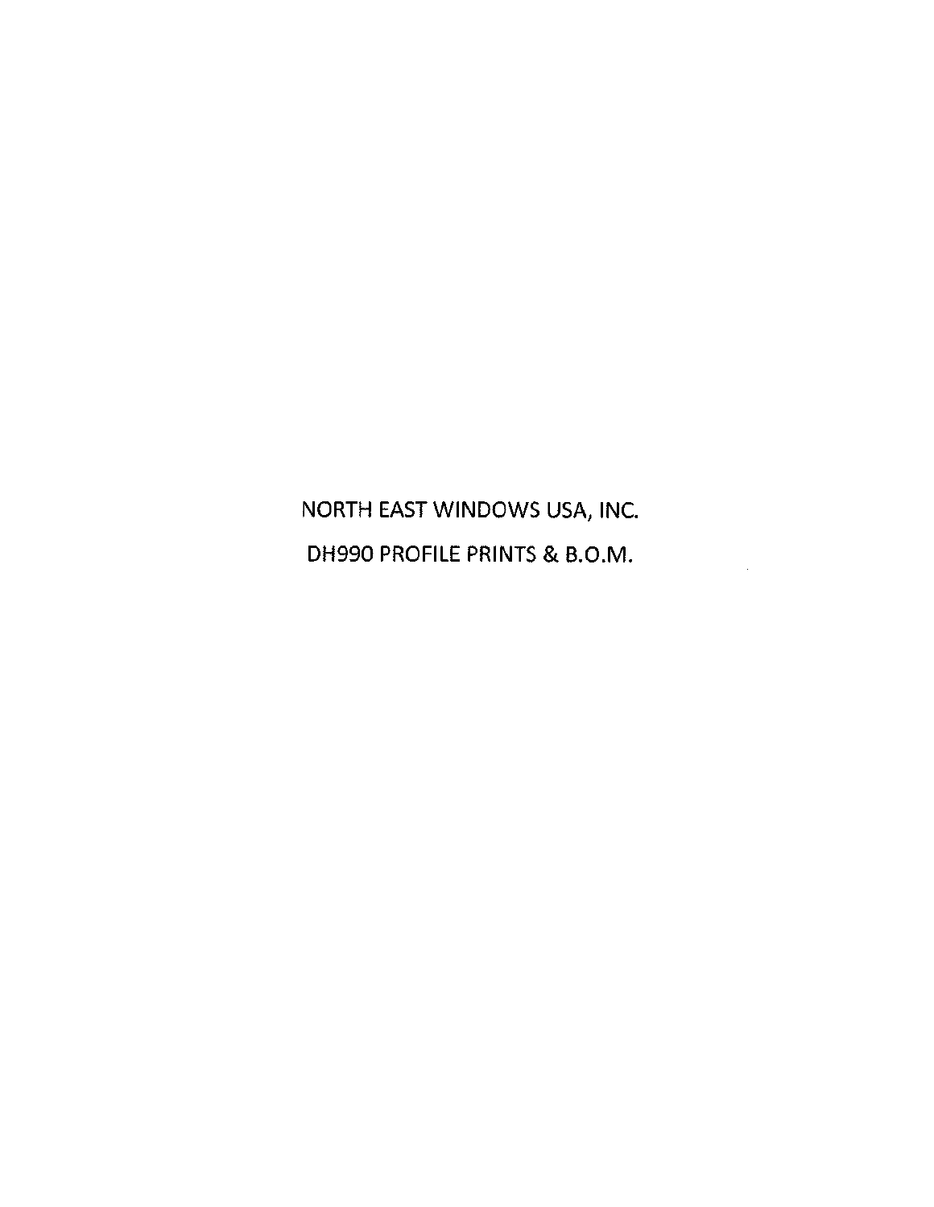NORTH EAST WINDOWS USA, INC.

DH990 PROFILE PRINTS & B.O.M.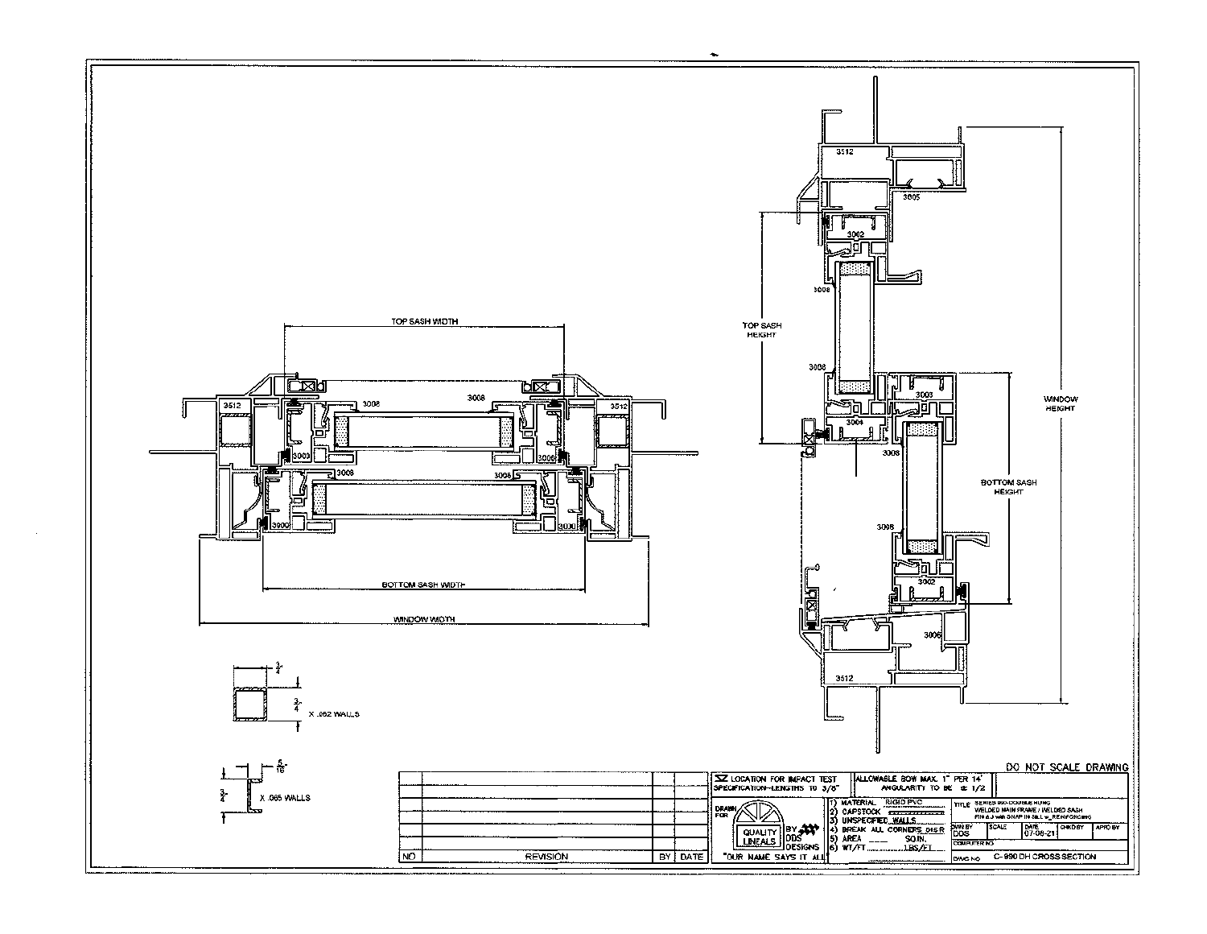TOP SASH WIDTH

3512 3008 3008 3512

3000 3000

3008 3008

3000 3000

BOTTOM SASH WIDTH

WINDOW WIDTH

3/4" X .062 WALLS 3/4

5/16 3/4 X .065 WALLS

3512 3005 3002 3008 TOP SASH HEIGHT 3008 3003 3004 3008 WINDOW HEIGHT BOTTOM SASH HEIGHT 3008 3002 3006 3512

DO NOT SCALE DRAWING

| NO | REVISION | BY | DATE |
|---|---|---|---|
| | | | |

LOCATION FOR IMPACT TEST SPECIFICATION—LENGTHS TO 3/8"

ALLOWABLE BOW MAX. 1" PER 14' ANGULARITY TO BE ± 1/2

DRAWN FOR QUALITY LINEALS BY DDS DESIGNS "OUR NAME SAYS IT ALL"

1) MATERIAL RIGID PVC
2) CAPSTOCK
3) UNSPECIFIED WALLS
4) BREAK ALL CORNERS .015 R
5) AREA ____ SQ.IN.
6) WT/FT ____ LBS/FT

TITLE SERIES 990-DOUBLE HUNG WELDED MAIN FRAME / WELDED SASH FIN 6.3 with SNAP IN SILL w_REINFORCING

| DWN BY | SCALE | DATE | CHKD BY | APPD BY |
|---|---|---|---|---|
| DDS | | 07-06-21 | | |

COMPUTER NO

DWG NO C-990 DH CROSS SECTION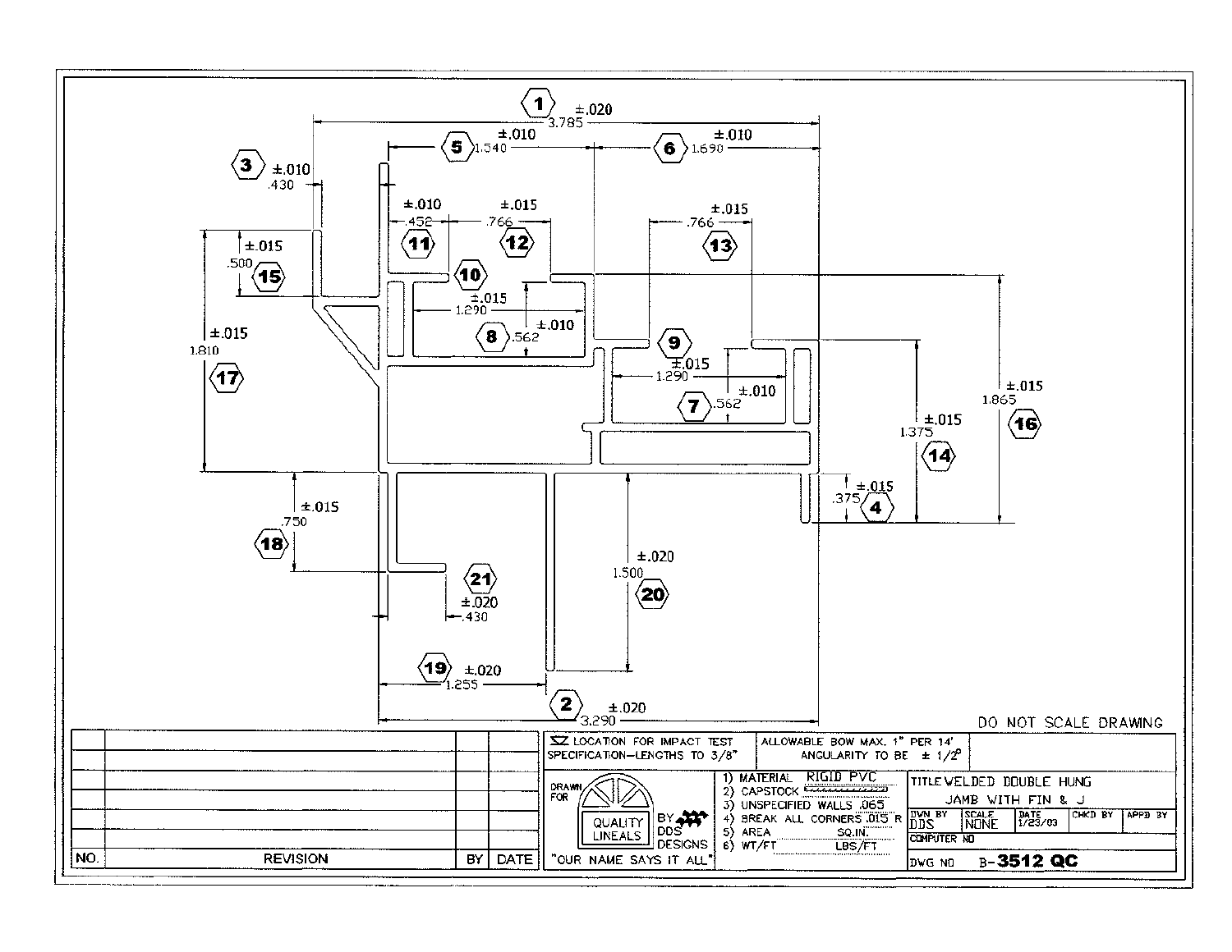| Dim. No. | Dimension | Tolerance |
|---|---|---|
| 1 | 3.785 | ±.020 |
| 2 | 3.290 | ±.020 |
| 3 | .430 | ±.010 |
| 4 | .375 | ±.015 |
| 5 | 1.540 | ±.010 |
| 6 | 1.690 | ±.010 |
| 7 | .562 | ±.010 |
| 8 | .562 | ±.010 |
| 9 | 1.290 | ±.015 |
| 10 | 1.290 | ±.015 |
| 11 | .452 | ±.010 |
| 12 | .766 | ±.015 |
| 13 | .766 | ±.015 |
| 14 | 1.375 | ±.015 |
| 15 | .500 | ±.015 |
| 16 | 1.865 | ±.015 |
| 17 | 1.810 | ±.015 |
| 18 | .750 | ±.015 |
| 19 | 1.255 | ±.020 |
| 20 | 1.500 | ±.020 |
| 21 | .430 | ±.020 |

DO NOT SCALE DRAWING

| | LOCATION FOR IMPACT TEST SPECIFICATION–LENGTHS TO 3/8" | ALLOWABLE BOW MAX. 1" PER 14' ANGULARITY TO BE ± 1/2° | |
|---|---|---|---|

| NO. | REVISION | BY | DATE |
|---|---|---|---|
| | | | |
| | | | |
| | | | |
| | | | |
| | | | |
| | | | |

DRAWN FOR QUALITY LINEALS BY DDS DESIGNS "OUR NAME SAYS IT ALL"

1) MATERIAL RIGID PVC
2) CAPSTOCK
3) UNSPECIFIED WALLS .065
4) BREAK ALL CORNERS .015 R
5) AREA SQ.IN.
6) WT/FT LBS/FT

| TITLE | WELDED DOUBLE HUNG JAMB WITH FIN & J | | | |
|---|---|---|---|---|
| DWN BY | SCALE | DATE | CHKD BY | APPD BY |
| DDS | NONE | 1/23/03 | | |
| COMPUTER NO | | | | |
| DWG NO | B-3512 QC | | | |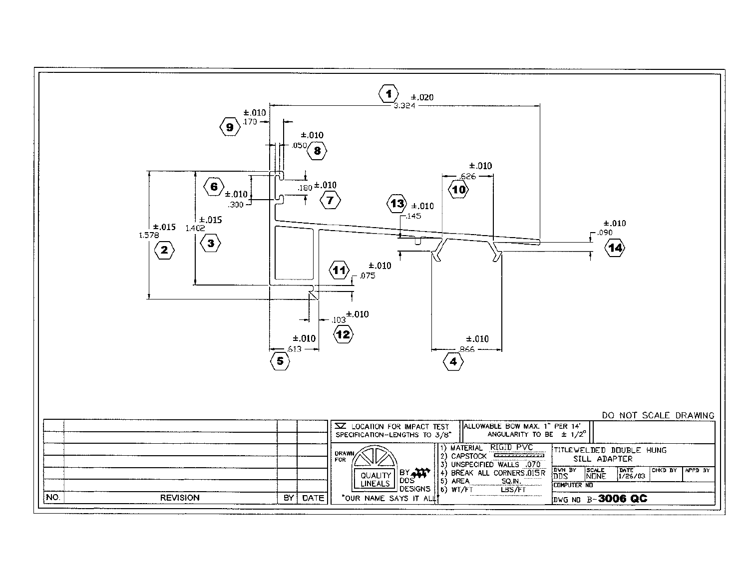| Dim. | Value | Tolerance |
|---|---|---|
| 1 | 3.324 | ±.020 |
| 2 | 1.578 | ±.015 |
| 3 | 1.402 | ±.015 |
| 4 | .866 | ±.010 |
| 5 | .613 | ±.010 |
| 6 | .300 | ±.010 |
| 7 | .180 | ±.010 |
| 8 | .050 | ±.010 |
| 9 | .170 | ±.010 |
| 10 | .626 | ±.010 |
| 11 | .075 | ±.010 |
| 12 | .103 | ±.010 |
| 13 | .145 | ±.010 |
| 14 | .090 | ±.010 |

DO NOT SCALE DRAWING

| NO. | REVISION | BY | DATE |
|---|---|---|---|
| | | | |
| | | | |
| | | | |
| | | | |
| | | | |
| | | | |

∇ LOCATION FOR IMPACT TEST SPECIFICATION–LENGTHS TO 3/8"

ALLOWABLE BOW MAX. 1" PER 14'
ANGULARITY TO BE ± 1/2°

DRAWN FOR QUALITY LINEALS BY DDS DESIGNS "OUR NAME SAYS IT ALL"

1) MATERIAL RIGID PVC
2) CAPSTOCK
3) UNSPECIFIED WALLS .070
4) BREAK ALL CORNERS .015R
5) AREA SQ.IN.
6) WT/FT LBS/FT

TITLE WELDED DOUBLE HUNG SILL ADAPTER

| DWN BY | SCALE | DATE | CHKD BY | APP'D BY |
|---|---|---|---|---|
| DDS | NONE | 1/26/03 | | |

COMPUTER NO

DWG NO B-3006 QC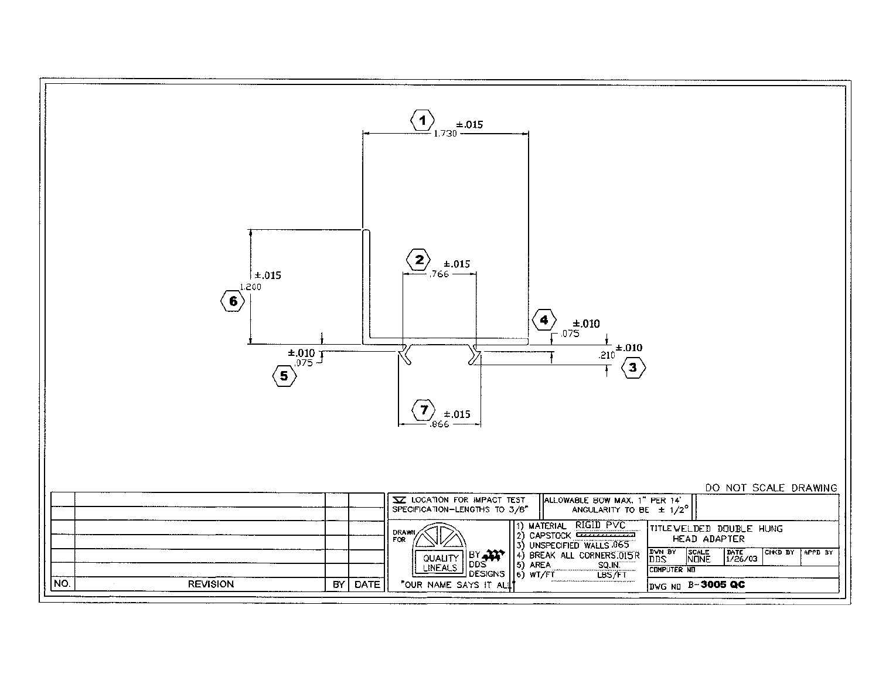| Callout | Dimension | Tolerance |
|---|---|---|
| 1 | 1.730 | ±.015 |
| 2 | .766 | ±.015 |
| 3 | .210 | ±.010 |
| 4 | .075 | ±.010 |
| 5 | .075 | ±.010 |
| 6 | 1.200 | ±.015 |
| 7 | .866 | ±.015 |

DO NOT SCALE DRAWING

| NO. | REVISION | BY | DATE |
|---|---|---|---|
| | | | |
| | | | |
| | | | |
| | | | |
| | | | |
| | | | |

LOCATION FOR IMPACT TEST
SPECIFICATION–LENGTHS TO 3/8"

ALLOWABLE BOW MAX. 1" PER 14'
ANGULARITY TO BE ± 1/2°

DRAWN FOR QUALITY LINEALS BY DDS DESIGNS
"OUR NAME SAYS IT ALL"

1) MATERIAL RIGID PVC
2) CAPSTOCK
3) UNSPECIFIED WALLS .065
4) BREAK ALL CORNERS .015R
5) AREA SQ.IN.
6) WT/FT LBS/FT

TITLE WELDED DOUBLE HUNG HEAD ADAPTER

| DWN BY | SCALE | DATE | CHKD BY | APPD BY |
|---|---|---|---|---|
| DDS | NONE | 1/26/03 | | |

COMPUTER NO

DWG NO B-3005 QC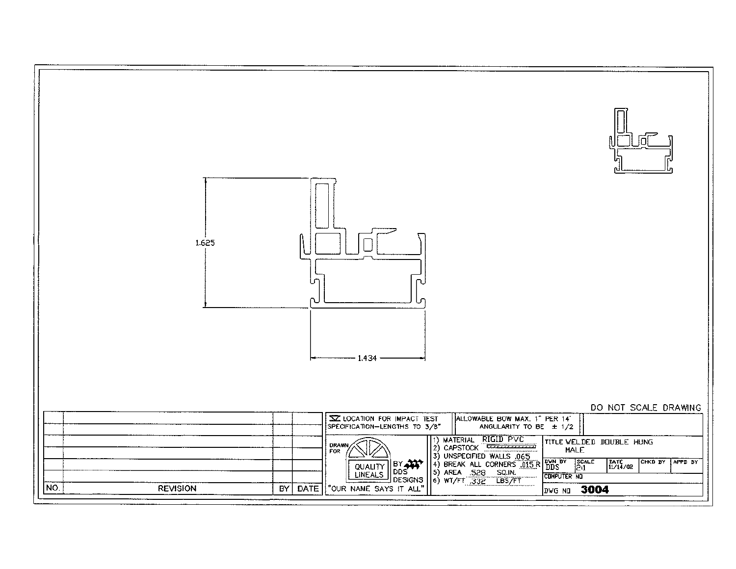1.625

1.434

DO NOT SCALE DRAWING

| NO. | REVISION | BY | DATE |
|---|---|---|---|
| | | | |
| | | | |
| | | | |
| | | | |
| | | | |
| | | | |

LOCATION FOR IMPACT TEST SPECIFICATION—LENGTHS TO 3/8"

ALLOWABLE BOW MAX. 1" PER 14' ANGULARITY TO BE ± 1/2

DRAWN FOR QUALITY LINEALS BY DDS DESIGNS "OUR NAME SAYS IT ALL"

1) MATERIAL RIGID PVC
2) CAPSTOCK
3) UNSPECIFIED WALLS .065
4) BREAK ALL CORNERS .015 R
5) AREA .528 SQ.IN.
6) WT/FT .332 LBS/FT

TITLE WELDED DOUBLE HUNG MALE

| DWN BY | SCALE | DATE | CHKD BY | APPD BY |
|---|---|---|---|---|
| DDS | 2:1 | 11/14/02 | | |

COMPUTER NO

DWG NO **3004**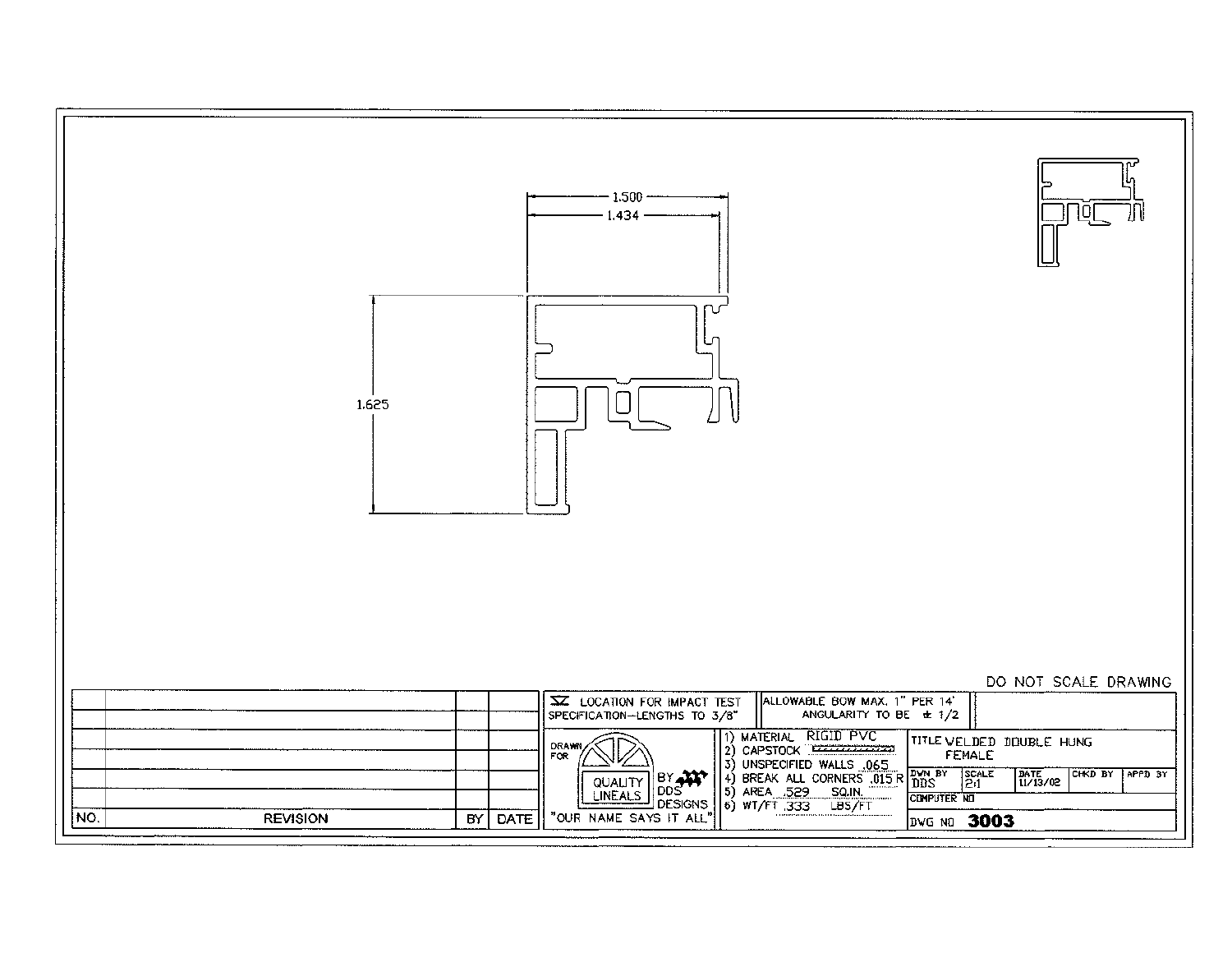1.500

1.434

1.625

DO NOT SCALE DRAWING

| NO. | REVISION | BY | DATE |
|---|---|---|---|
| | | | |
| | | | |
| | | | |
| | | | |
| | | | |
| | | | |

LOCATION FOR IMPACT TEST
SPECIFICATION—LENGTHS TO 3/8"

ALLOWABLE BOW MAX. 1" PER 14'
ANGULARITY TO BE ± 1/2

DRAWN FOR QUALITY LINEALS BY DDS DESIGNS
"OUR NAME SAYS IT ALL"

1) MATERIAL RIGID PVC
2) CAPSTOCK
3) UNSPECIFIED WALLS .065
4) BREAK ALL CORNERS .015 R
5) AREA .529 SQ.IN.
6) WT/FT .333 LBS/FT

TITLE WELDED DOUBLE HUNG FEMALE

| DWN BY | SCALE | DATE | CHKD BY | APP'D BY |
|---|---|---|---|---|
| DDS | 2:1 | 11/13/02 | | |

COMPUTER NO

DWG NO **3003**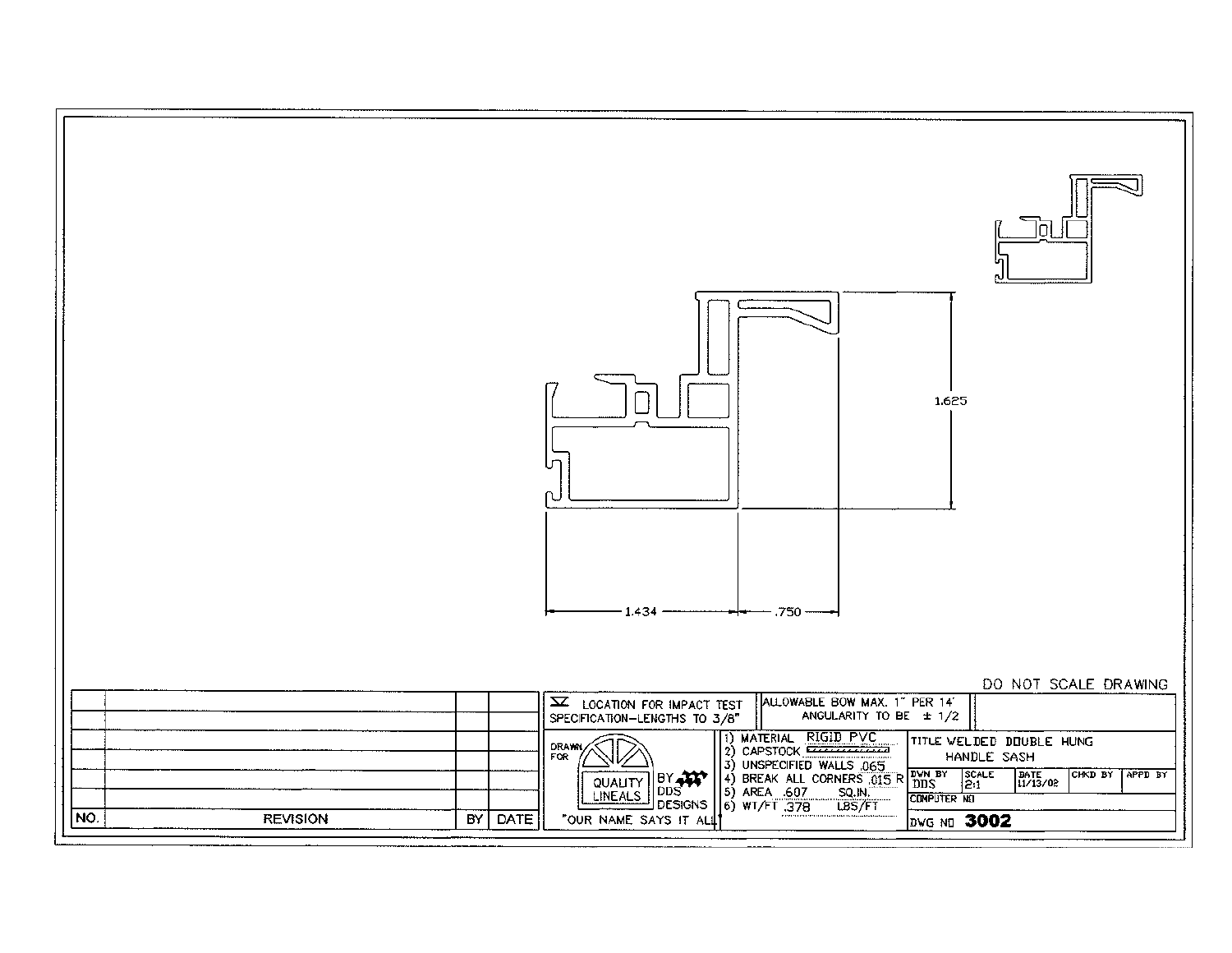1.625

1.434

.750

DO NOT SCALE DRAWING

| NO. | REVISION | BY | DATE |
|---|---|---|---|

LOCATION FOR IMPACT TEST SPECIFICATION–LENGTHS TO 3/8"

ALLOWABLE BOW MAX. 1" PER 14' ANGULARITY TO BE ± 1/2

DRAWN FOR QUALITY LINEALS BY DDS DESIGNS "OUR NAME SAYS IT ALL"

1) MATERIAL RIGID PVC
2) CAPSTOCK
3) UNSPECIFIED WALLS .065
4) BREAK ALL CORNERS .015 R
5) AREA .607 SQ.IN.
6) WT/FT .378 LBS/FT

TITLE WELDED DOUBLE HUNG HANDLE SASH

| DWN BY | SCALE | DATE | CHKD BY | APPD BY |
|---|---|---|---|---|
| DDS | 2:1 | 11/13/02 | | |

COMPUTER NO

DWG NO **3002**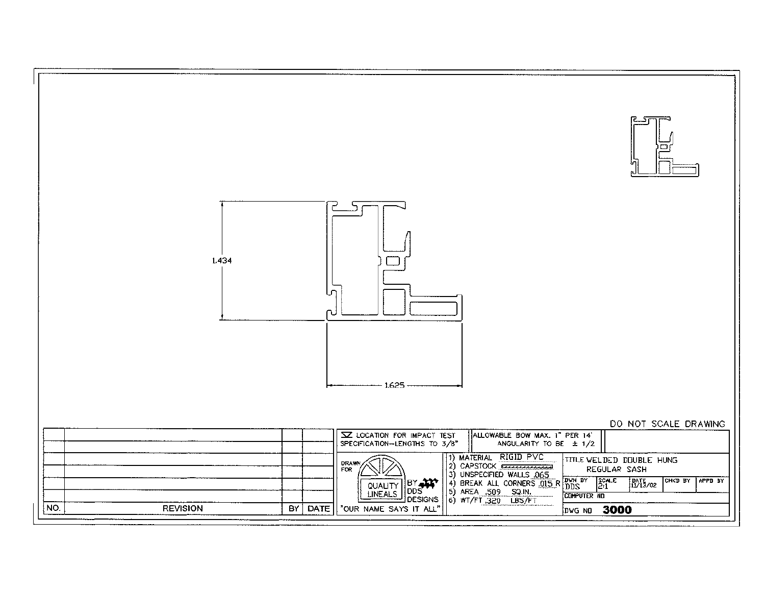1.434

1.625

DO NOT SCALE DRAWING

| NO. | REVISION | BY | DATE |
|---|---|---|---|
| | | | |
| | | | |
| | | | |
| | | | |
| | | | |
| | | | |

LOCATION FOR IMPACT TEST
SPECIFICATION—LENGTHS TO 3/8"

ALLOWABLE BOW MAX. 1" PER 14'
ANGULARITY TO BE ± 1/2

DRAWN FOR QUALITY LINEALS BY DDS DESIGNS
"OUR NAME SAYS IT ALL"

1) MATERIAL RIGID PVC
2) CAPSTOCK
3) UNSPECIFIED WALLS .065
4) BREAK ALL CORNERS .015 R
5) AREA .509 SQ.IN.
6) WT/FT .320 LBS/FT

TITLE WELDED DOUBLE HUNG REGULAR SASH

| DWN BY | SCALE | DATE | CHKD BY | APPD BY |
|---|---|---|---|---|
| DDS | 2:1 | 11/13/02 | | |

COMPUTER NO

DWG NO **3000**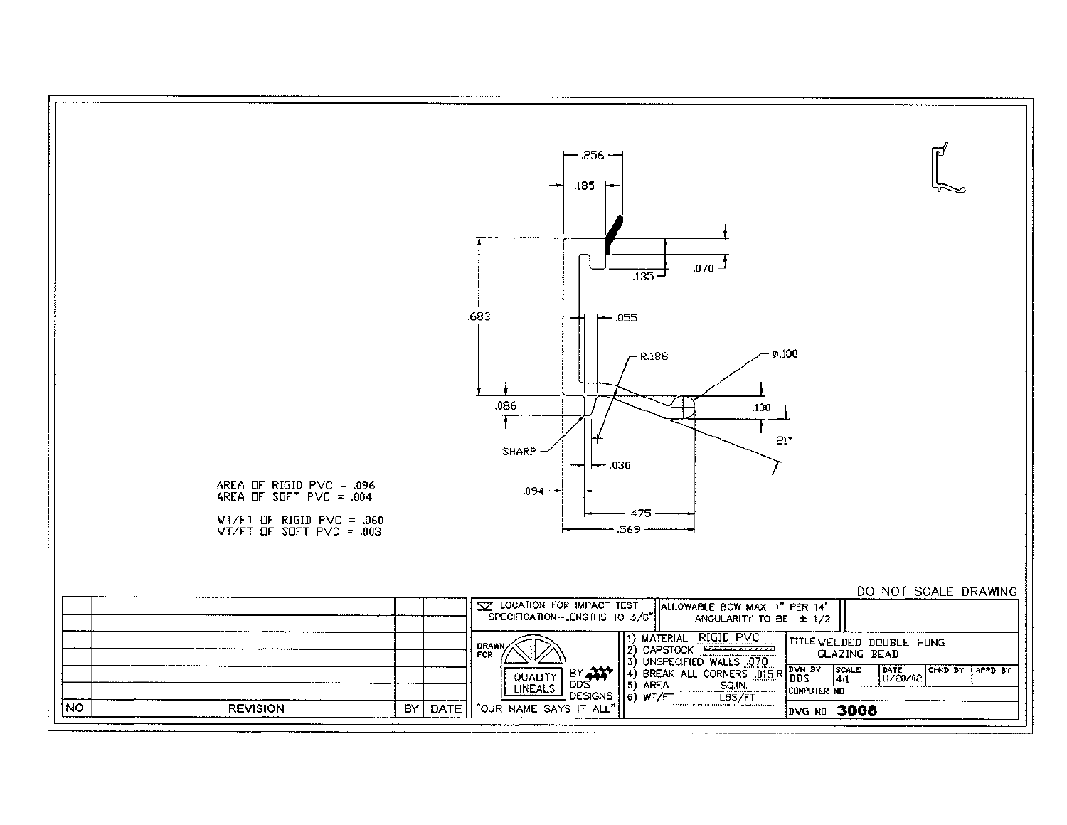.256

.185

.135

.070

.683

.055

R.188

ø.100

.086

.100

21°

SHARP

.030

.094

.475

.569

AREA OF RIGID PVC = .096
AREA OF SOFT PVC = .004

WT/FT OF RIGID PVC = .060
WT/FT OF SOFT PVC = .003

DO NOT SCALE DRAWING

| NO. | REVISION | BY | DATE |
|---|---|---|---|
| | | | |
| | | | |
| | | | |
| | | | |
| | | | |

LOCATION FOR IMPACT TEST SPECIFICATION--LENGTHS TO 3/8"

ALLOWABLE BOW MAX. 1" PER 14'
ANGULARITY TO BE ± 1/2

DRAWN FOR QUALITY LINEALS BY DDS DESIGNS
"OUR NAME SAYS IT ALL"

1) MATERIAL RIGID PVC
2) CAPSTOCK
3) UNSPECIFIED WALLS .070
4) BREAK ALL CORNERS .015 R
5) AREA SQ.IN.
6) WT/FT LBS/FT

TITLE WELDED DOUBLE HUNG GLAZING BEAD

| DWN BY | SCALE | DATE | CHKD BY | APPD BY |
|---|---|---|---|---|
| DDS | 4:1 | 11/20/02 | | |

COMPUTER NO

DWG NO 3008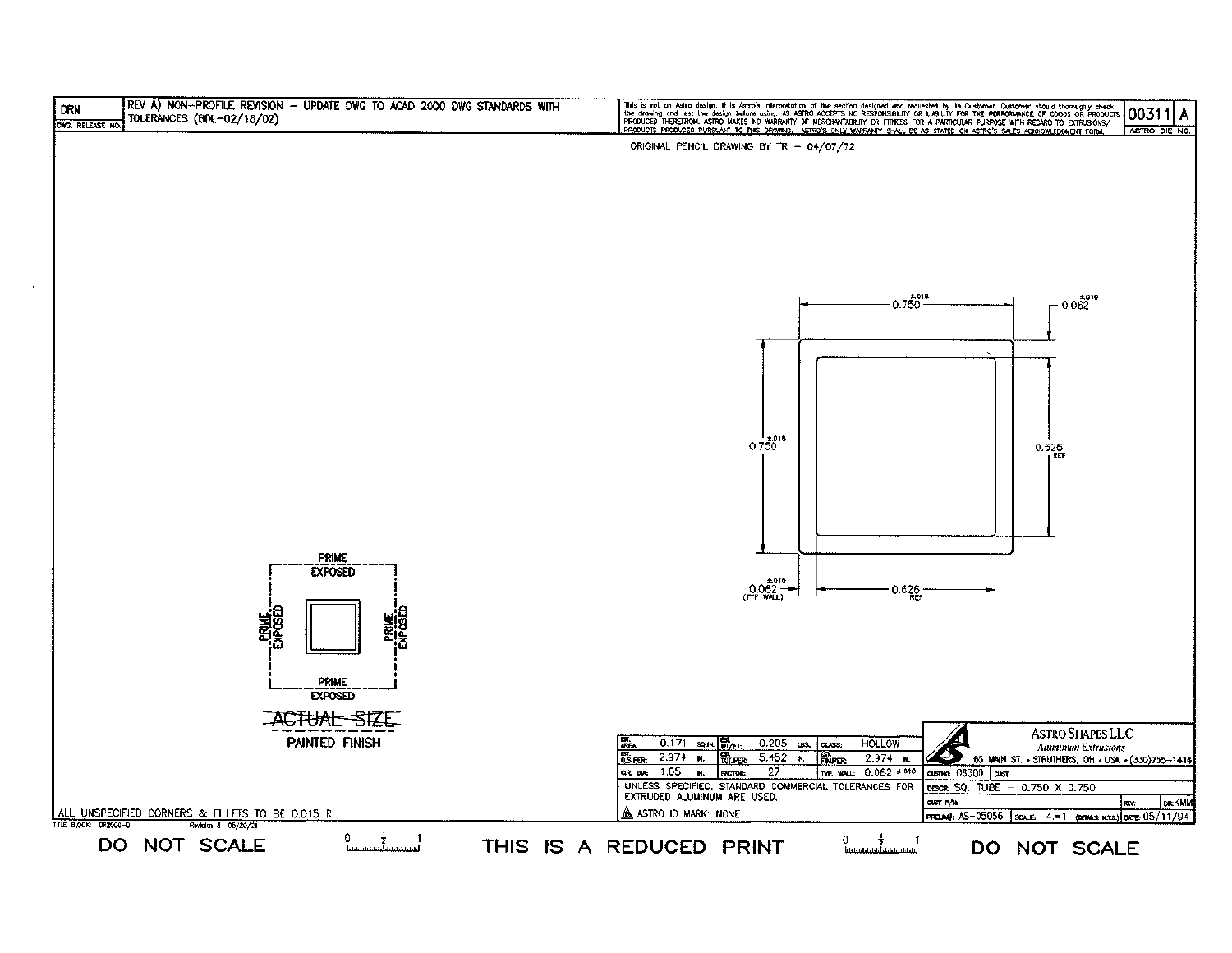| DRN | REV A) NON-PROFILE REVISION – UPDATE DWG TO ACAD 2000 DWG STANDARDS WITH TOLERANCES (BDL-02/18/02) |
|---|---|
| DWG. RELEASE NO. | |

This is not an Astro design. It is Astro's interpretation of the section designed and requested by its Customer. Customer should thoroughly check the drawing and test the design before using. AS ASTRO ACCEPTS NO RESPONSIBILITY OR LIABILITY FOR THE PERFORMANCE OF GOODS OR PRODUCTS PRODUCED THEREFROM. ASTRO MAKES NO WARRANTY OF MERCHANTABILITY OR FITNESS FOR A PARTICULAR PURPOSE WITH REGARD TO EXTRUSIONS/PRODUCTS PRODUCED PURSUANT TO THIS DRAWING. ASTRO'S ONLY WARRANTY SHALL BE AS STATED ON ASTRO'S SALES ACKNOWLEDGMENT FORM.

00311 A — ASTRO DIE NO.

ORIGINAL PENCIL DRAWING BY TR – 04/07/72

0.750 ±.016

0.062 ±.010

0.750 ±.016

0.626 REF

0.062 ±.010 (TYP WALL)

0.626 REF

PRIME EXPOSED

PRIME EXPOSED

PRIME EXPOSED

PRIME EXPOSED

~~ACTUAL SIZE~~

PAINTED FINISH

| | | | | | | | | |
|---|---|---|---|---|---|---|---|---|
| EST. AREA: | 0.171 | SQ.IN. | EST. WT/FT: | 0.205 | LBS. | CLASS: | HOLLOW | |
| EST. O.S.PER: | 2.974 | IN. | EST. TOT.PER: | 5.452 | IN. | EST. FIN.PER: | 2.974 | IN. |
| CIR. DIA: | 1.05 | IN. | FACTOR: | 27 | | TYP. WALL: | 0.062 ±.010 | |

UNLESS SPECIFIED, STANDARD COMMERCIAL TOLERANCES FOR EXTRUDED ALUMINUM ARE USED.

ASTRO ID MARK: NONE

ASTRO SHAPES LLC
*Aluminum Extrusions*
65 MAIN ST. • STRUTHERS, OH • USA • (330)755-1414

| | | | | | |
|---|---|---|---|---|---|
| CUSTNO: 08300 | CUST: | | | | |
| DESCR: SQ. TUBE – 0.750 X 0.750 | | | | | |
| CUST P/N: | | | REV: | | DR: KMM |
| PRELIM#: AS-05056 | SCALE: 4=1 | (DIMS. N.T.S.) | DATE: 05/11/94 | | |

ALL UNSPECIFIED CORNERS & FILLETS TO BE 0.015 R

TITLE BLOCK: DF2000-0 Revision 3 05/20/21

DO NOT SCALE — THIS IS A REDUCED PRINT — DO NOT SCALE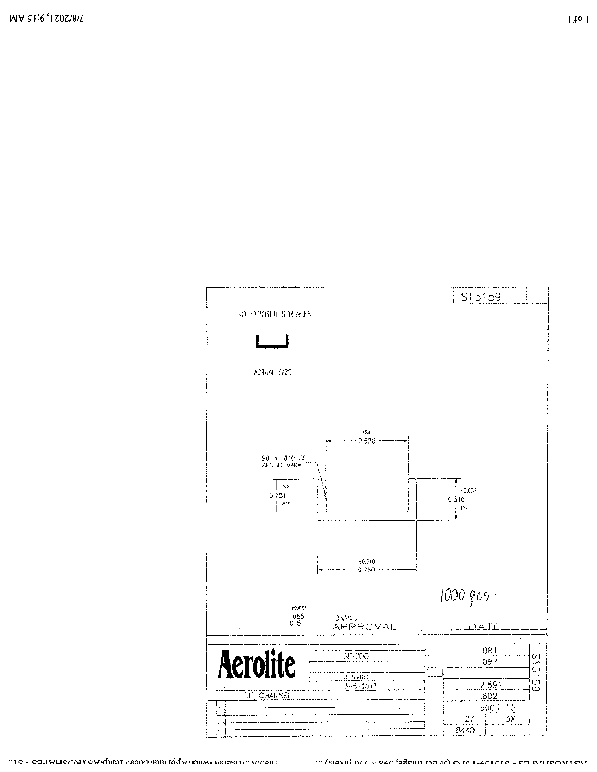S15159

NO EXPOSED SURFACES

ACTUAL SIZE

REF 0.620

90° x .010 DP AEC ID MARK

TYP 0.251 REF

±0.008 0.316 TYP

±0.010 0.750

1000 pcs.

±0.005 .065 DIS

DWG. APPROVAL_________ DATE_____

| Aerolite | N5700 | .081 | S15159 |
|---|---|---|---|
| | | .097 | |
| | J. SMITH | | |
| | 3-5-2013 | 2.591 | |
| "J" CHANNEL | | .802 | |
| | | 6063-T5 | |
| | | 27 / 3X | |
| | | 8440 | |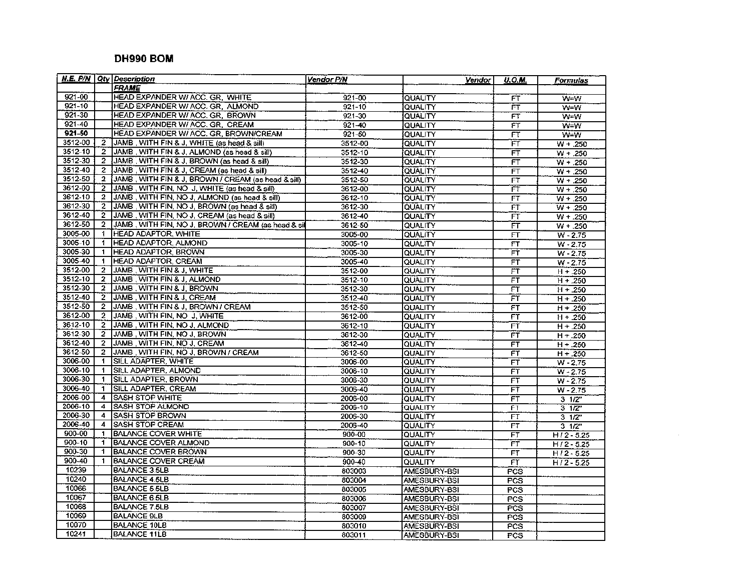## DH990 BOM

| N.E. P/N | Qty | Description | Vendor P/N | Vendor | U.O.M. | Formulas |
|---|---|---|---|---|---|---|
| | | FRAME | | | | |
| 921-00 | | HEAD EXPANDER W/ ACC. GR, WHITE | 921-00 | QUALITY | FT | W=W |
| 921-10 | | HEAD EXPANDER W/ ACC. GR, ALMOND | 921-10 | QUALITY | FT | W=W |
| 921-30 | | HEAD EXPANDER W/ ACC. GR, BROWN | 921-30 | QUALITY | FT | W=W |
| 921-40 | | HEAD EXPANDER W/ ACC. GR, CREAM | 921-40 | QUALITY | FT | W=W |
| 921-50 | | HEAD EXPANDER W/ ACC. GR, BROWN/CREAM | 921-50 | QUALITY | FT | W=W |
| 3512-00 | 2 | JAMB , WITH FIN & J, WHITE (as head & sill) | 3512-00 | QUALITY | FT | W + .250 |
| 3512-10 | 2 | JAMB , WITH FIN & J, ALMOND (as head & sill) | 3512-10 | QUALITY | FT | W + .250 |
| 3512-30 | 2 | JAMB , WITH FIN & J, BROWN (as head & sill) | 3512-30 | QUALITY | FT | W + .250 |
| 3512-40 | 2 | JAMB , WITH FIN & J, CREAM (as head & sill) | 3512-40 | QUALITY | FT | W + .250 |
| 3512-50 | 2 | JAMB , WITH FIN & J, BROWN / CREAM (as head & sill) | 3512-50 | QUALITY | FT | W + .250 |
| 3612-00 | 2 | JAMB , WITH FIN, NO J, WHITE (as head & sill) | 3612-00 | QUALITY | FT | W + .250 |
| 3612-10 | 2 | JAMB , WITH FIN, NO J, ALMOND (as head & sill) | 3612-10 | QUALITY | FT | W + .250 |
| 3612-30 | 2 | JAMB , WITH FIN, NO J, BROWN (as head & sill) | 3612-30 | QUALITY | FT | W + .250 |
| 3612-40 | 2 | JAMB , WITH FIN, NO J, CREAM (as head & sill) | 3612-40 | QUALITY | FT | W + .250 |
| 3612-50 | 2 | JAMB , WITH FIN, NO J, BROWN / CREAM (as head & sil | 3612-50 | QUALITY | FT | W + .250 |
| 3005-00 | 1 | HEAD ADAPTOR, WHITE | 3005-00 | QUALITY | FT | W - 2.75 |
| 3005-10 | 1 | HEAD ADAPTOR, ALMOND | 3005-10 | QUALITY | FT | W - 2.75 |
| 3005-30 | 1 | HEAD ADAPTOR, BROWN | 3005-30 | QUALITY | FT | W - 2.75 |
| 3005-40 | 1 | HEAD ADAPTOR, CREAM | 3005-40 | QUALITY | FT | W - 2.75 |
| 3512-00 | 2 | JAMB , WITH FIN & J, WHITE | 3512-00 | QUALITY | FT | H + .250 |
| 3512-10 | 2 | JAMB , WITH FIN & J, ALMOND | 3512-10 | QUALITY | FT | H + .250 |
| 3512-30 | 2 | JAMB , WITH FIN & J, BROWN | 3512-30 | QUALITY | FT | H + .250 |
| 3512-40 | 2 | JAMB , WITH FIN & J, CREAM | 3512-40 | QUALITY | FT | H + .250 |
| 3512-50 | 2 | JAMB , WITH FIN & J, BROWN / CREAM | 3512-50 | QUALITY | FT | H + .250 |
| 3612-00 | 2 | JAMB , WITH FIN, NO J, WHITE | 3612-00 | QUALITY | FT | H + .250 |
| 3612-10 | 2 | JAMB , WITH FIN, NO J, ALMOND | 3612-10 | QUALITY | FT | H + .250 |
| 3612-30 | 2 | JAMB , WITH FIN, NO J, BROWN | 3612-30 | QUALITY | FT | H + .250 |
| 3612-40 | 2 | JAMB , WITH FIN, NO J, CREAM | 3612-40 | QUALITY | FT | H + .250 |
| 3612-50 | 2 | JAMB , WITH FIN, NO J, BROWN / CREAM | 3612-50 | QUALITY | FT | H + .250 |
| 3006-00 | 1 | SILL ADAPTER, WHITE | 3006-00 | QUALITY | FT | W - 2.75 |
| 3006-10 | 1 | SILL ADAPTER, ALMOND | 3006-10 | QUALITY | FT | W - 2.75 |
| 3006-30 | 1 | SILL ADAPTER, BROWN | 3006-30 | QUALITY | FT | W - 2.75 |
| 3006-40 | 1 | SILL ADAPTER, CREAM | 3006-40 | QUALITY | FT | W - 2.75 |
| 2006-00 | 4 | SASH STOP WHITE | 2006-00 | QUALITY | FT | 3 1/2" |
| 2006-10 | 4 | SASH STOP ALMOND | 2006-10 | QUALITY | FT | 3 1/2" |
| 2006-30 | 4 | SASH STOP BROWN | 2006-30 | QUALITY | FT | 3 1/2" |
| 2006-40 | 4 | SASH STOP CREAM | 2006-40 | QUALITY | FT | 3 1/2" |
| 900-00 | 1 | BALANCE COVER WHITE | 900-00 | QUALITY | FT | H / 2 - 5.25 |
| 900-10 | 1 | BALANCE COVER ALMOND | 900-10 | QUALITY | FT | H / 2 - 5.25 |
| 900-30 | 1 | BALANCE COVER BROWN | 900-30 | QUALITY | FT | H / 2 - 5.25 |
| 900-40 | 1 | BALANCE COVER CREAM | 900-40 | QUALITY | FT | H / 2 - 5.25 |
| 10239 | | BALANCE 3.5LB | 803003 | AMESBURY-BSI | PCS | |
| 10240 | | BALANCE 4.5LB | 803004 | AMESBURY-BSI | PCS | |
| 10066 | | BALANCE 5.5LB | 803005 | AMESBURY-BSI | PCS | |
| 10067 | | BALANCE 6.5LB | 803006 | AMESBURY-BSI | PCS | |
| 10068 | | BALANCE 7.5LB | 803007 | AMESBURY-BSI | PCS | |
| 10069 | | BALANCE 9LB | 803009 | AMESBURY-BSI | PCS | |
| 10070 | | BALANCE 10LB | 803010 | AMESBURY-BSI | PCS | |
| 10241 | | BALANCE 11LB | 803011 | AMESBURY-BSI | PCS | |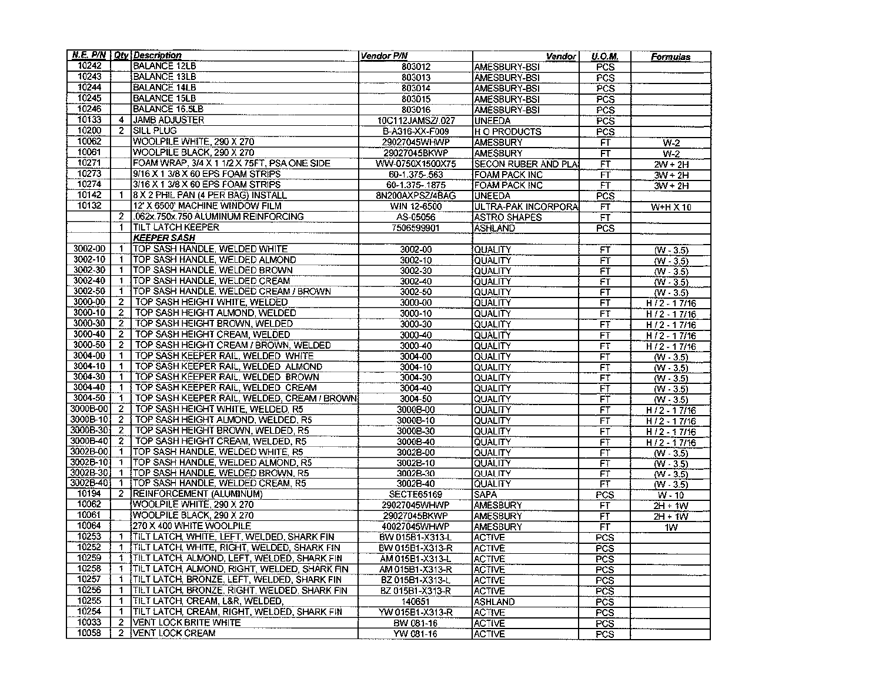| N.E. P/N | Qty | Description | Vendor P/N | Vendor | U.O.M. | Formulas |
|---|---|---|---|---|---|---|
| 10242 | | BALANCE 12LB | 803012 | AMESBURY-BSI | PCS | |
| 10243 | | BALANCE 13LB | 803013 | AMESBURY-BSI | PCS | |
| 10244 | | BALANCE 14LB | 803014 | AMESBURY-BSI | PCS | |
| 10245 | | BALANCE 15LB | 803015 | AMESBURY-BSI | PCS | |
| 10246 | | BALANCE 16.5LB | 803016 | AMESBURY-BSI | PCS | |
| 10133 | 4 | JAMB ADJUSTER | 10C112JAMSZ/.027 | UNEEDA | PCS | |
| 10200 | 2 | SILL PLUG | B-A316-XX-F009 | H O PRODUCTS | PCS | |
| 10062 | | WOOLPILE WHITE, 290 X 270 | 29027045WHWP | AMESBURY | FT | W-2 |
| 10061 | | WOOLPILE BLACK, 290 X 270 | 29027045BKWP | AMESBURY | FT | W-2 |
| 10271 | | FOAM WRAP, 3/4 X 1 1/2 X 75FT, PSA ONE SIDE | WW-0750X1500X75 | SECON RUBER AND PLA | FT | 2W + 2H |
| 10273 | | 9/16 X 1 3/8 X 60 EPS FOAM STRIPS | 60-1.375-.563 | FOAM PACK INC | FT | 3W + 2H |
| 10274 | | 3/16 X 1 3/8 X 60 EPS FOAM STRIPS | 60-1.375-.1875 | FOAM PACK INC | FT | 3W + 2H |
| 10142 | 1 | 8 X 2 PHIL PAN (4 PER BAG) INSTALL | 8N200AXPSZ/4BAG | UNEEDA | PCS | |
| 10132 | | 12' X 6500' MACHINE WINDOW FILM | WIN 12-6500 | ULTRA-PAK INCORPORA | FT | W+H X 10 |
| | 2 | .062x.750x.750 ALUMINUM REINFORCING | AS-05056 | ASTRO SHAPES | FT | |
| | 1 | TILT LATCH KEEPER | 7506599901 | ASHLAND | PCS | |
| | | ***KEEPER SASH*** | | | | |
| 3002-00 | 1 | TOP SASH HANDLE, WELDED WHITE | 3002-00 | QUALITY | FT | (W - 3.5) |
| 3002-10 | 1 | TOP SASH HANDLE, WELDED ALMOND | 3002-10 | QUALITY | FT | (W - 3.5) |
| 3002-30 | 1 | TOP SASH HANDLE, WELDED BROWN | 3002-30 | QUALITY | FT | (W - 3.5) |
| 3002-40 | 1 | TOP SASH HANDLE, WELDED CREAM | 3002-40 | QUALITY | FT | (W - 3.5) |
| 3002-50 | 1 | TOP SASH HANDLE, WELDED CREAM / BROWN | 3002-50 | QUALITY | FT | (W - 3.5) |
| 3000-00 | 2 | TOP SASH HEIGHT WHITE, WELDED | 3000-00 | QUALITY | FT | H / 2 - 1 7/16 |
| 3000-10 | 2 | TOP SASH HEIGHT ALMOND, WELDED | 3000-10 | QUALITY | FT | H / 2 - 1 7/16 |
| 3000-30 | 2 | TOP SASH HEIGHT BROWN, WELDED | 3000-30 | QUALITY | FT | H / 2 - 1 7/16 |
| 3000-40 | 2 | TOP SASH HEIGHT CREAM, WELDED | 3000-40 | QUALITY | FT | H / 2 - 1 7/16 |
| 3000-50 | 2 | TOP SASH HEIGHT CREAM / BROWN, WELDED | 3000-40 | QUALITY | FT | H / 2 - 1 7/16 |
| 3004-00 | 1 | TOP SASH KEEPER RAIL, WELDED WHITE | 3004-00 | QUALITY | FT | (W - 3.5) |
| 3004-10 | 1 | TOP SASH KEEPER RAIL, WELDED ALMOND | 3004-10 | QUALITY | FT | (W - 3.5) |
| 3004-30 | 1 | TOP SASH KEEPER RAIL, WELDED BROWN | 3004-30 | QUALITY | FT | (W - 3.5) |
| 3004-40 | 1 | TOP SASH KEEPER RAIL, WELDED CREAM | 3004-40 | QUALITY | FT | (W - 3.5) |
| 3004-50 | 1 | TOP SASH KEEPER RAIL, WELDED CREAM / BROWN | 3004-50 | QUALITY | FT | (W - 3.5) |
| 3000B-00 | 2 | TOP SASH HEIGHT WHITE, WELDED, R5 | 3000B-00 | QUALITY | FT | H / 2 - 1 7/16 |
| 3000B-10 | 2 | TOP SASH HEIGHT ALMOND, WELDED, R5 | 3000B-10 | QUALITY | FT | H / 2 - 1 7/16 |
| 3000B-30 | 2 | TOP SASH HEIGHT BROWN, WELDED, R5 | 3000B-30 | QUALITY | FT | H / 2 - 1 7/16 |
| 3000B-40 | 2 | TOP SASH HEIGHT CREAM, WELDED, R5 | 3000B-40 | QUALITY | FT | H / 2 - 1 7/16 |
| 3002B-00 | 1 | TOP SASH HANDLE, WELDED WHITE, R5 | 3002B-00 | QUALITY | FT | (W - 3.5) |
| 3002B-10 | 1 | TOP SASH HANDLE, WELDED ALMOND, R5 | 3002B-10 | QUALITY | FT | (W - 3.5) |
| 3002B-30 | 1 | TOP SASH HANDLE, WELDED BROWN, R5 | 3002B-30 | QUALITY | FT | (W - 3.5) |
| 3002B-40 | 1 | TOP SASH HANDLE, WELDED CREAM, R5 | 3002B-40 | QUALITY | FT | (W - 3.5) |
| 10194 | 2 | REINFORCEMENT (ALUMINUM) | SECTE65169 | SAPA | PCS | W - 10 |
| 10062 | | WOOLPILE WHITE, 290 X 270 | 29027045WHWP | AMESBURY | FT | 2H + 1W |
| 10061 | | WOOLPILE BLACK, 290 X 270 | 29027045BKWP | AMESBURY | FT | 2H + 1W |
| 10064 | | 270 X 400 WHITE WOOLPILE | 40027045WHWP | AMESBURY | FT | 1W |
| 10253 | 1 | TILT LATCH, WHITE, LEFT, WELDED, SHARK FIN | BW 015B1-X313-L | ACTIVE | PCS | |
| 10252 | 1 | TILT LATCH, WHITE, RIGHT, WELDED, SHARK FIN | BW 015B1-X313-R | ACTIVE | PCS | |
| 10259 | 1 | TILT LATCH, ALMOND, LEFT, WELDED, SHARK FIN | AM 015B1-X313-L | ACTIVE | PCS | |
| 10258 | 1 | TILT LATCH, ALMOND, RIGHT, WELDED, SHARK FIN | AM 015B1-X313-R | ACTIVE | PCS | |
| 10257 | 1 | TILT LATCH, BRONZE, LEFT, WELDED, SHARK FIN | BZ 015B1-X313-L | ACTIVE | PCS | |
| 10256 | 1 | TILT LATCH, BRONZE, RIGHT, WELDED, SHARK FIN | BZ 015B1-X313-R | ACTIVE | PCS | |
| 10255 | 1 | TILT LATCH, CREAM, L&R, WELDED, | 140651 | ASHLAND | PCS | |
| 10254 | 1 | TILT LATCH, CREAM, RIGHT, WELDED, SHARK FIN | YW 015B1-X313-R | ACTIVE | PCS | |
| 10033 | 2 | VENT LOCK BRITE WHITE | BW 081-16 | ACTIVE | PCS | |
| 10058 | 2 | VENT LOCK CREAM | YW 081-16 | ACTIVE | PCS | |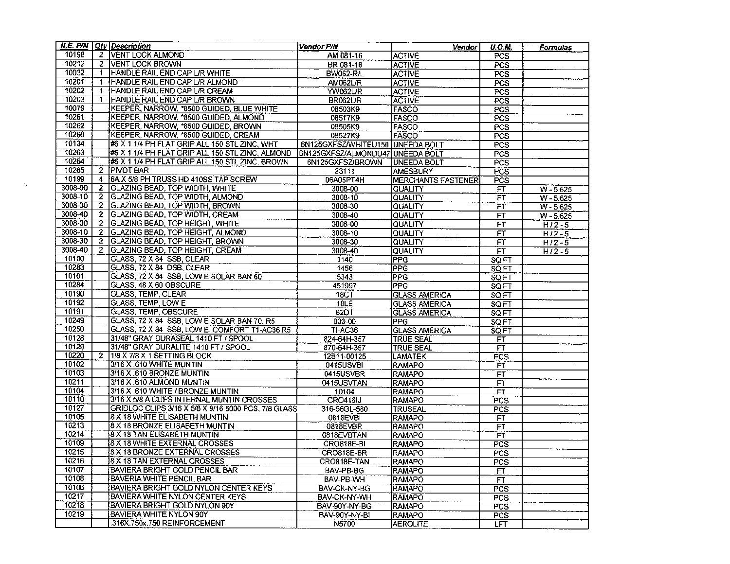| N.E. P/N | Qty | Description | Vendor P/N | Vendor | U.O.M. | Formulas |
|---|---|---|---|---|---|---|
| 10198 | 2 | VENT LOCK ALMOND | AM 081-16 | ACTIVE | PCS | |
| 10212 | 2 | VENT LOCK BROWN | BR 081-16 | ACTIVE | PCS | |
| 10032 | 1 | HANDLE RAIL END CAP L/R WHITE | BW062-R/L | ACTIVE | PCS | |
| 10201 | 1 | HANDLE RAIL END CAP L/R ALMOND | AM062L/R | ACTIVE | PCS | |
| 10202 | 1 | HANDLE RAIL END CAP L/R CREAM | YW062L/R | ACTIVE | PCS | |
| 10203 | 1 | HANDLE RAIL END CAP L/R BROWN | BR062L/R | ACTIVE | PCS | |
| 10079 | | KEEPER, NARROW, *8500 GUIDED, BLUE WHITE | 08503K9 | FASCO | PCS | |
| 10261 | | KEEPER, NARROW, *8500 GUIDED, ALMOND | 08517K9 | FASCO | PCS | |
| 10262 | | KEEPER, NARROW, *8500 GUIDED, BROWN | 08505K9 | FASCO | PCS | |
| 10260 | | KEEPER, NARROW, *8500 GUIDED, CREAM | 08527K9 | FASCO | PCS | |
| 10134 | | #6 X 1 1/4 PH FLAT GRIP ALL 150 STL ZINC, WHT | 6N125GXFSZ/WHITEU150 | UNEEDA BOLT | PCS | |
| 10263 | | #6 X 1 1/4 PH FLAT GRIP ALL 150 STL ZINC, ALMOND | 6N125GXFSZ/ALMONDU47 | UNEEDA BOLT | PCS | |
| 10264 | | #6 X 1 1/4 PH FLAT GRIP ALL 150 STL ZINC, BROWN | 6N125GXFSZ/BROWN | UNEEDA BOLT | PCS | |
| 10265 | 2 | PIVOT BAR | 23111 | AMESBURY | PCS | |
| 10199 | 4 | 6A X 5/8 PH TRUSS HD 410SS TAP SCREW | 06A05PT4H | MERCHANTS FASTENER | PCS | |
| 3008-00 | 2 | GLAZING BEAD, TOP WIDTH, WHITE | 3008-00 | QUALITY | FT | W - 5.625 |
| 3008-10 | 2 | GLAZING BEAD, TOP WIDTH, ALMOND | 3008-10 | QUALITY | FT | W - 5.625 |
| 3008-30 | 2 | GLAZING BEAD, TOP WIDTH, BROWN | 3008-30 | QUALITY | FT | W - 5.625 |
| 3008-40 | 2 | GLAZING BEAD, TOP WIDTH, CREAM | 3008-40 | QUALITY | FT | W - 5.625 |
| 3008-00 | 2 | GLAZING BEAD, TOP HEIGHT, WHITE | 3008-00 | QUALITY | FT | H / 2 - 5 |
| 3008-10 | 2 | GLAZING BEAD, TOP HEIGHT, ALMOND | 3008-10 | QUALITY | FT | H / 2 - 5 |
| 3008-30 | 2 | GLAZING BEAD, TOP HEIGHT, BROWN | 3008-30 | QUALITY | FT | H / 2 - 5 |
| 3008-40 | 2 | GLAZING BEAD, TOP HEIGHT, CREAM | 3008-40 | QUALITY | FT | H / 2 - 5 |
| 10100 | | GLASS, 72 X 84 SSB, CLEAR | 1140 | PPG | SQ FT | |
| 10283 | | GLASS, 72 X 84 DSB, CLEAR | 1456 | PPG | SQ FT | |
| 10101 | | GLASS, 72 X 84 SSB, LOW E SOLAR BAN 60 | 5343 | PPG | SQ FT | |
| 10284 | | GLASS, 48 X 60 OBSCURE | 451997 | PPG | SQ FT | |
| 10190 | | GLASS, TEMP, CLEAR | 18CT | GLASS AMERICA | SQ FT | |
| 10192 | | GLASS, TEMP, LOW E | 18LE | GLASS AMERICA | SQ FT | |
| 10191 | | GLASS, TEMP, OBSCURE | 62DT | GLASS AMERICA | SQ FT | |
| 10249 | | GLASS, 72 X 84 SSB, LOW E SOLAR BAN 70, R5 | 003-00 | PPG | SQ FT | |
| 10250 | | GLASS, 72 X 84 SSB, LOW E, COMFORT T1-AC36,R5 | TI-AC36 | GLASS AMERICA | SQ FT | |
| 10128 | | 31/48" GRAY DURASEAL 1410 FT / SPOOL | 824-64H-357 | TRUE SEAL | FT | |
| 10129 | | 31/48" GRAY DURALITE 1410 FT / SPOOL | 870-64H-357 | TRUE SEAL | FT | |
| 10220 | 2 | 1/8 X 7/8 X 1 SETTING BLOCK | 12B11-00125 | LAMATEK | PCS | |
| 10102 | | 3/16 X .610 WHITE MUNTIN | 0415USVBI | RAMAPO | FT | |
| 10103 | | 3/16 X .610 BRONZE MUNTIN | 0415USVBR | RAMAPO | FT | |
| 10211 | | 3/16 X .610 ALMOND MUNTIN | 0415USVTAN | RAMAPO | FT | |
| 10104 | | 3/16 X .610 WHITE / BRONZE MUNTIN | 10104 | RAMAPO | FT | |
| 10110 | | 3/16 X 5/8 A CLIPS INTERNAL MUNTIN CROSSES | CRO416IJ | RAMAPO | PCS | |
| 10127 | | GRIDLOC CLIPS 3/16 X 5/8 X 9/16 5000 PCS, 7/8 GLASS | 316-56GL-580 | TRUSEAL | PCS | |
| 10105 | | 8 X 18 WHITE ELISABETH MUNTIN | 0818EVBI | RAMAPO | FT | |
| 10213 | | 8 X 18 BRONZE ELISABETH MUNTIN | 0818EVBR | RAMAPO | FT | |
| 10214 | | 8 X 18 TAN ELISABETH MUNTIN | 0818EVBTAN | RAMAPO | FT | |
| 10109 | | 8 X 18 WHITE EXTERNAL CROSSES | CRO818E-BI | RAMAPO | PCS | |
| 10215 | | 8 X 18 BRONZE EXTERNAL CROSSES | CRO818E-BR | RAMAPO | PCS | |
| 10216 | | 8 X 18 TAN EXTERNAL CROSSES | CRO818E-TAN | RAMAPO | PCS | |
| 10107 | | BAVIERA BRIGHT GOLD PENCIL BAR | BAV-PB-BG | RAMAPO | FT | |
| 10108 | | BAVERIA WHITE PENCIL BAR | BAV-PB-WH | RAMAPO | FT | |
| 10106 | | BAVIERA BRIGHT GOLD NYLON CENTER KEYS | BAV-CK-NY-BG | RAMAPO | PCS | |
| 10217 | | BAVIERA WHITE NYLON CENTER KEYS | BAV-CK-NY-WH | RAMAPO | PCS | |
| 10218 | | BAVIERA BRIGHT GOLD NYLON 90Y | BAV-90Y-NY-BG | RAMAPO | PCS | |
| 10219 | | BAVIERA WHITE NYLON 90Y | BAV-90Y-NY-BI | RAMAPO | PCS | |
| | | .316X.750x.750 REINFORCEMENT | N5700 | AEROLITE | LFT | |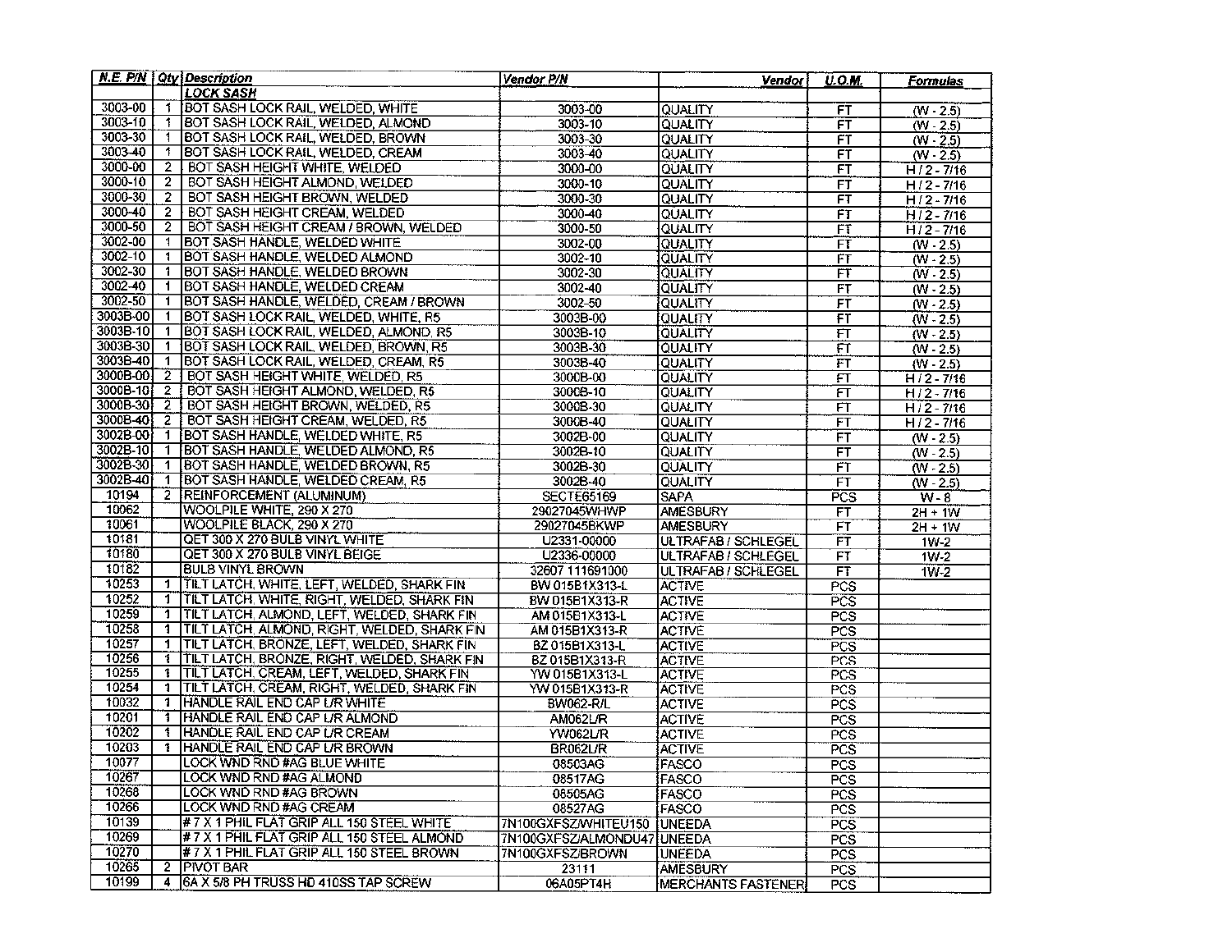| N.E. P/N | Qty | Description | Vendor P/N | Vendor | U.O.M. | Formulas |
|---|---|---|---|---|---|---|
| | | LOCK SASH | | | | |
| 3003-00 | 1 | BOT SASH LOCK RAIL, WELDED, WHITE | 3003-00 | QUALITY | FT | (W - 2.5) |
| 3003-10 | 1 | BOT SASH LOCK RAIL, WELDED, ALMOND | 3003-10 | QUALITY | FT | (W - 2.5) |
| 3003-30 | 1 | BOT SASH LOCK RAIL, WELDED, BROWN | 3003-30 | QUALITY | FT | (W - 2.5) |
| 3003-40 | 1 | BOT SASH LOCK RAIL, WELDED, CREAM | 3003-40 | QUALITY | FT | (W - 2.5) |
| 3000-00 | 2 | BOT SASH HEIGHT WHITE, WELDED | 3000-00 | QUALITY | FT | H / 2 - 7/16 |
| 3000-10 | 2 | BOT SASH HEIGHT ALMOND, WELDED | 3000-10 | QUALITY | FT | H / 2 - 7/16 |
| 3000-30 | 2 | BOT SASH HEIGHT BROWN, WELDED | 3000-30 | QUALITY | FT | H / 2 - 7/16 |
| 3000-40 | 2 | BOT SASH HEIGHT CREAM, WELDED | 3000-40 | QUALITY | FT | H / 2 - 7/16 |
| 3000-50 | 2 | BOT SASH HEIGHT CREAM / BROWN, WELDED | 3000-50 | QUALITY | FT | H / 2 - 7/16 |
| 3002-00 | 1 | BOT SASH HANDLE, WELDED WHITE | 3002-00 | QUALITY | FT | (W - 2.5) |
| 3002-10 | 1 | BOT SASH HANDLE, WELDED ALMOND | 3002-10 | QUALITY | FT | (W - 2.5) |
| 3002-30 | 1 | BOT SASH HANDLE, WELDED BROWN | 3002-30 | QUALITY | FT | (W - 2.5) |
| 3002-40 | 1 | BOT SASH HANDLE, WELDED CREAM | 3002-40 | QUALITY | FT | (W - 2.5) |
| 3002-50 | 1 | BOT SASH HANDLE, WELDED, CREAM / BROWN | 3002-50 | QUALITY | FT | (W - 2.5) |
| 3003B-00 | 1 | BOT SASH LOCK RAIL, WELDED, WHITE, R5 | 3003B-00 | QUALITY | FT | (W - 2.5) |
| 3003B-10 | 1 | BOT SASH LOCK RAIL, WELDED, ALMOND, R5 | 3003B-10 | QUALITY | FT | (W - 2.5) |
| 3003B-30 | 1 | BOT SASH LOCK RAIL, WELDED, BROWN, R5 | 3003B-30 | QUALITY | FT | (W - 2.5) |
| 3003B-40 | 1 | BOT SASH LOCK RAIL, WELDED, CREAM, R5 | 3003B-40 | QUALITY | FT | (W - 2.5) |
| 3000B-00 | 2 | BOT SASH HEIGHT WHITE, WELDED, R5 | 3000B-00 | QUALITY | FT | H / 2 - 7/16 |
| 3000B-10 | 2 | BOT SASH HEIGHT ALMOND, WELDED, R5 | 3000B-10 | QUALITY | FT | H / 2 - 7/16 |
| 3000B-30 | 2 | BOT SASH HEIGHT BROWN, WELDED, R5 | 3000B-30 | QUALITY | FT | H / 2 - 7/16 |
| 3000B-40 | 2 | BOT SASH HEIGHT CREAM, WELDED, R5 | 3000B-40 | QUALITY | FT | H / 2 - 7/16 |
| 3002B-00 | 1 | BOT SASH HANDLE, WELDED WHITE, R5 | 3002B-00 | QUALITY | FT | (W - 2.5) |
| 3002B-10 | 1 | BOT SASH HANDLE, WELDED ALMOND, R5 | 3002B-10 | QUALITY | FT | (W - 2.5) |
| 3002B-30 | 1 | BOT SASH HANDLE, WELDED BROWN, R5 | 3002B-30 | QUALITY | FT | (W - 2.5) |
| 3002B-40 | 1 | BOT SASH HANDLE, WELDED CREAM, R5 | 3002B-40 | QUALITY | FT | (W - 2.5) |
| 10194 | 2 | REINFORCEMENT (ALUMINUM) | SECTE65169 | SAPA | PCS | W - 8 |
| 10062 | | WOOLPILE WHITE, 290 X 270 | 29027045WHWP | AMESBURY | FT | 2H + 1W |
| 10061 | | WOOLPILE BLACK, 290 X 270 | 29027045BKWP | AMESBURY | FT | 2H + 1W |
| 10181 | | QET 300 X 270 BULB VINYL WHITE | U2331-00000 | ULTRAFAB / SCHLEGEL | FT | 1W-2 |
| 10180 | | QET 300 X 270 BULB VINYL BEIGE | U2336-00000 | ULTRAFAB / SCHLEGEL | FT | 1W-2 |
| 10182 | | BULB VINYL BROWN | 32607 111691000 | ULTRAFAB / SCHLEGEL | FT | 1W-2 |
| 10253 | 1 | TILT LATCH, WHITE, LEFT, WELDED, SHARK FIN | BW 015B1X313-L | ACTIVE | PCS | |
| 10252 | 1 | TILT LATCH, WHITE, RIGHT, WELDED, SHARK FIN | BW 015B1X313-R | ACTIVE | PCS | |
| 10259 | 1 | TILT LATCH, ALMOND, LEFT, WELDED, SHARK FIN | AM 015B1X313-L | ACTIVE | PCS | |
| 10258 | 1 | TILT LATCH, ALMOND, RIGHT, WELDED, SHARK FIN | AM 015B1X313-R | ACTIVE | PCS | |
| 10257 | 1 | TILT LATCH, BRONZE, LEFT, WELDED, SHARK FIN | BZ 015B1X313-L | ACTIVE | PCS | |
| 10256 | 1 | TILT LATCH, BRONZE, RIGHT, WELDED, SHARK FIN | BZ 015B1X313-R | ACTIVE | PCS | |
| 10255 | 1 | TILT LATCH, CREAM, LEFT, WELDED, SHARK FIN | YW 015B1X313-L | ACTIVE | PCS | |
| 10254 | 1 | TILT LATCH, CREAM, RIGHT, WELDED, SHARK FIN | YW 015B1X313-R | ACTIVE | PCS | |
| 10032 | 1 | HANDLE RAIL END CAP L/R WHITE | BW062-R/L | ACTIVE | PCS | |
| 10201 | 1 | HANDLE RAIL END CAP L/R ALMOND | AM062L/R | ACTIVE | PCS | |
| 10202 | 1 | HANDLE RAIL END CAP L/R CREAM | YW062L/R | ACTIVE | PCS | |
| 10203 | 1 | HANDLE RAIL END CAP L/R BROWN | BR062L/R | ACTIVE | PCS | |
| 10077 | | LOCK WND RND #AG BLUE WHITE | 08503AG | FASCO | PCS | |
| 10267 | | LOCK WND RND #AG ALMOND | 08517AG | FASCO | PCS | |
| 10268 | | LOCK WND RND #AG BROWN | 08505AG | FASCO | PCS | |
| 10266 | | LOCK WND RND #AG CREAM | 08527AG | FASCO | PCS | |
| 10139 | | # 7 X 1 PHIL FLAT GRIP ALL 150 STEEL WHITE | 7N100GXFSZ/WHITEU150 | UNEEDA | PCS | |
| 10269 | | # 7 X 1 PHIL FLAT GRIP ALL 150 STEEL ALMOND | 7N100GXFSZ/ALMONDU47 | UNEEDA | PCS | |
| 10270 | | # 7 X 1 PHIL FLAT GRIP ALL 150 STEEL BROWN | 7N100GXFSZ/BROWN | UNEEDA | PCS | |
| 10265 | 2 | PIVOT BAR | 23111 | AMESBURY | PCS | |
| 10199 | 4 | 6A X 5/8 PH TRUSS HD 410SS TAP SCREW | 06A05PT4H | MERCHANTS FASTENER | PCS | |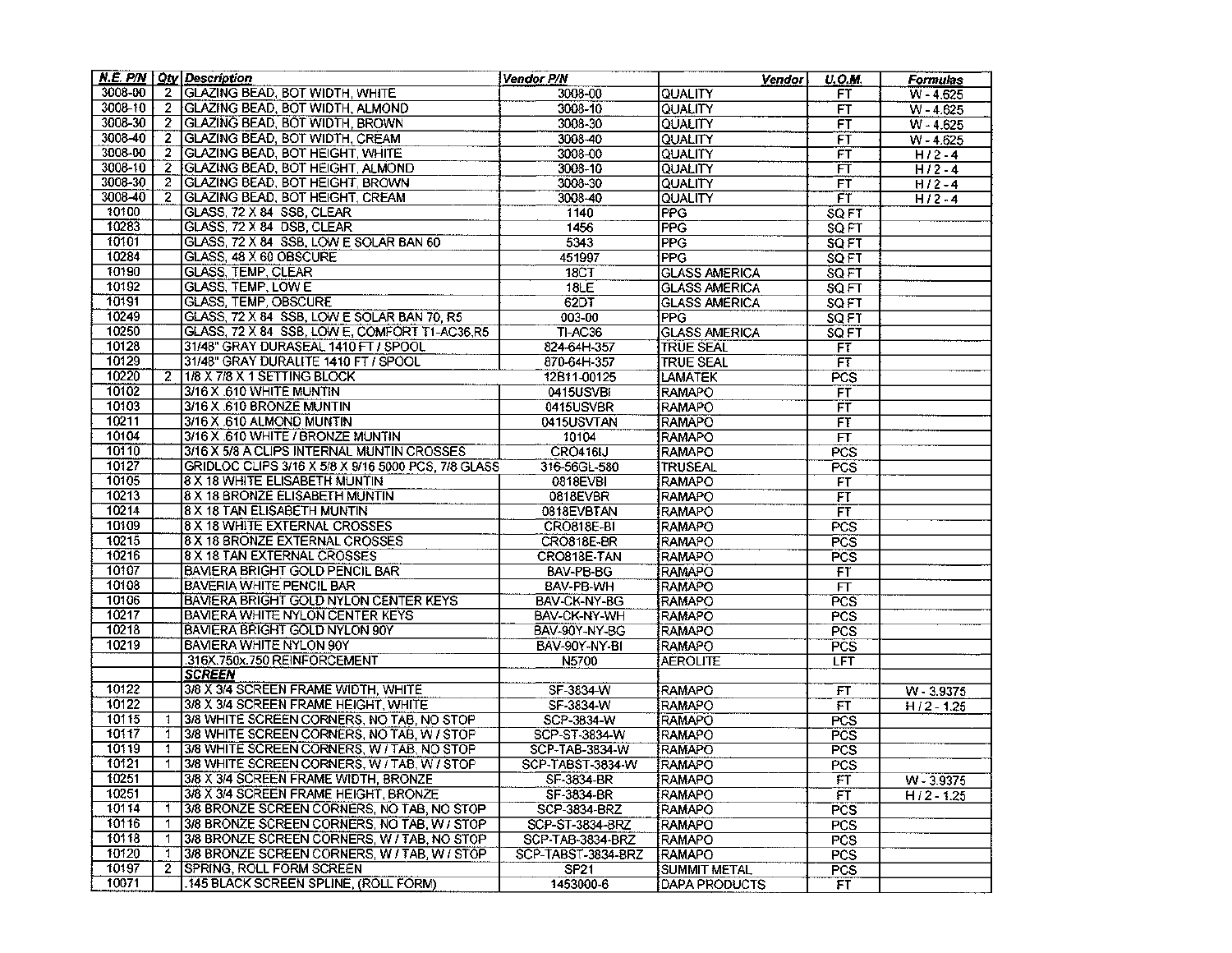| N.E. P/N | Qty | Description | Vendor P/N | Vendor | U.O.M. | Formulas |
|---|---|---|---|---|---|---|
| 3008-00 | 2 | GLAZING BEAD, BOT WIDTH, WHITE | 3008-00 | QUALITY | FT | W - 4.625 |
| 3008-10 | 2 | GLAZING BEAD, BOT WIDTH, ALMOND | 3008-10 | QUALITY | FT | W - 4.625 |
| 3008-30 | 2 | GLAZING BEAD, BOT WIDTH, BROWN | 3008-30 | QUALITY | FT | W - 4.625 |
| 3008-40 | 2 | GLAZING BEAD, BOT WIDTH, CREAM | 3008-40 | QUALITY | FT | W - 4.625 |
| 3008-00 | 2 | GLAZING BEAD, BOT HEIGHT, WHITE | 3008-00 | QUALITY | FT | H / 2 - 4 |
| 3008-10 | 2 | GLAZING BEAD, BOT HEIGHT, ALMOND | 3008-10 | QUALITY | FT | H / 2 - 4 |
| 3008-30 | 2 | GLAZING BEAD, BOT HEIGHT, BROWN | 3008-30 | QUALITY | FT | H / 2 - 4 |
| 3008-40 | 2 | GLAZING BEAD, BOT HEIGHT, CREAM | 3008-40 | QUALITY | FT | H / 2 - 4 |
| 10100 | | GLASS, 72 X 84 SSB, CLEAR | 1140 | PPG | SQ FT | |
| 10283 | | GLASS, 72 X 84 DSB, CLEAR | 1456 | PPG | SQ FT | |
| 10101 | | GLASS, 72 X 84 SSB, LOW E SOLAR BAN 60 | 5343 | PPG | SQ FT | |
| 10284 | | GLASS, 48 X 60 OBSCURE | 451997 | PPG | SQ FT | |
| 10190 | | GLASS, TEMP, CLEAR | 18CT | GLASS AMERICA | SQ FT | |
| 10192 | | GLASS, TEMP, LOW E | 18LE | GLASS AMERICA | SQ FT | |
| 10191 | | GLASS, TEMP, OBSCURE | 62DT | GLASS AMERICA | SQ FT | |
| 10249 | | GLASS, 72 X 84 SSB, LOW E SOLAR BAN 70, R5 | 003-00 | PPG | SQ FT | |
| 10250 | | GLASS, 72 X 84 SSB, LOW E, COMFORT T1-AC36,R5 | TI-AC36 | GLASS AMERICA | SQ FT | |
| 10128 | | 31/48" GRAY DURASEAL 1410 FT / SPOOL | 824-64H-357 | TRUE SEAL | FT | |
| 10129 | | 31/48" GRAY DURALITE 1410 FT / SPOOL | 870-64H-357 | TRUE SEAL | FT | |
| 10220 | 2 | 1/8 X 7/8 X 1 SETTING BLOCK | 12B11-00125 | LAMATEK | PCS | |
| 10102 | | 3/16 X .610 WHITE MUNTIN | 0415USVBI | RAMAPO | FT | |
| 10103 | | 3/16 X .610 BRONZE MUNTIN | 0415USVBR | RAMAPO | FT | |
| 10211 | | 3/16 X .610 ALMOND MUNTIN | 0415USVTAN | RAMAPO | FT | |
| 10104 | | 3/16 X .610 WHITE / BRONZE MUNTIN | 10104 | RAMAPO | FT | |
| 10110 | | 3/16 X 5/8 A CLIPS INTERNAL MUNTIN CROSSES | CRO416IJ | RAMAPO | PCS | |
| 10127 | | GRIDLOC CLIPS 3/16 X 5/8 X 9/16 5000 PCS, 7/8 GLASS | 316-56GL-580 | TRUSEAL | PCS | |
| 10105 | | 8 X 18 WHITE ELISABETH MUNTIN | 0818EVBI | RAMAPO | FT | |
| 10213 | | 8 X 18 BRONZE ELISABETH MUNTIN | 0818EVBR | RAMAPO | FT | |
| 10214 | | 8 X 18 TAN ELISABETH MUNTIN | 0818EVBTAN | RAMAPO | FT | |
| 10109 | | 8 X 18 WHITE EXTERNAL CROSSES | CRO818E-BI | RAMAPO | PCS | |
| 10215 | | 8 X 18 BRONZE EXTERNAL CROSSES | CRO818E-BR | RAMAPO | PCS | |
| 10216 | | 8 X 18 TAN EXTERNAL CROSSES | CRO818E-TAN | RAMAPO | PCS | |
| 10107 | | BAVIERA BRIGHT GOLD PENCIL BAR | BAV-PB-BG | RAMAPO | FT | |
| 10108 | | BAVERIA WHITE PENCIL BAR | BAV-PB-WH | RAMAPO | FT | |
| 10106 | | BAVIERA BRIGHT GOLD NYLON CENTER KEYS | BAV-CK-NY-BG | RAMAPO | PCS | |
| 10217 | | BAVIERA WHITE NYLON CENTER KEYS | BAV-CK-NY-WH | RAMAPO | PCS | |
| 10218 | | BAVIERA BRIGHT GOLD NYLON 90Y | BAV-90Y-NY-BG | RAMAPO | PCS | |
| 10219 | | BAVIERA WHITE NYLON 90Y | BAV-90Y-NY-BI | RAMAPO | PCS | |
| | | .316X.750x.750 REINFORCEMENT | N5700 | AEROLITE | LFT | |
| | | ***SCREEN*** | | | | |
| 10122 | | 3/8 X 3/4 SCREEN FRAME WIDTH, WHITE | SF-3834-W | RAMAPO | FT | W - 3.9375 |
| 10122 | | 3/8 X 3/4 SCREEN FRAME HEIGHT, WHITE | SF-3834-W | RAMAPO | FT | H / 2 - 1.25 |
| 10115 | 1 | 3/8 WHITE SCREEN CORNERS, NO TAB, NO STOP | SCP-3834-W | RAMAPO | PCS | |
| 10117 | 1 | 3/8 WHITE SCREEN CORNERS, NO TAB, W / STOP | SCP-ST-3834-W | RAMAPO | PCS | |
| 10119 | 1 | 3/8 WHITE SCREEN CORNERS, W / TAB, NO STOP | SCP-TAB-3834-W | RAMAPO | PCS | |
| 10121 | 1 | 3/8 WHITE SCREEN CORNERS, W / TAB, W / STOP | SCP-TABST-3834-W | RAMAPO | PCS | |
| 10251 | | 3/8 X 3/4 SCREEN FRAME WIDTH, BRONZE | SF-3834-BR | RAMAPO | FT | W - 3.9375 |
| 10251 | | 3/8 X 3/4 SCREEN FRAME HEIGHT, BRONZE | SF-3834-BR | RAMAPO | FT | H / 2 - 1.25 |
| 10114 | 1 | 3/8 BRONZE SCREEN CORNERS, NO TAB, NO STOP | SCP-3834-BRZ | RAMAPO | PCS | |
| 10116 | 1 | 3/8 BRONZE SCREEN CORNERS, NO TAB, W / STOP | SCP-ST-3834-BRZ | RAMAPO | PCS | |
| 10118 | 1 | 3/8 BRONZE SCREEN CORNERS, W / TAB, NO STOP | SCP-TAB-3834-BRZ | RAMAPO | PCS | |
| 10120 | 1 | 3/8 BRONZE SCREEN CORNERS, W / TAB, W / STOP | SCP-TABST-3834-BRZ | RAMAPO | PCS | |
| 10197 | 2 | SPRING, ROLL FORM SCREEN | SP21 | SUMMIT METAL | PCS | |
| 10071 | | .145 BLACK SCREEN SPLINE, (ROLL FORM) | 1453000-6 | DAPA PRODUCTS | FT | |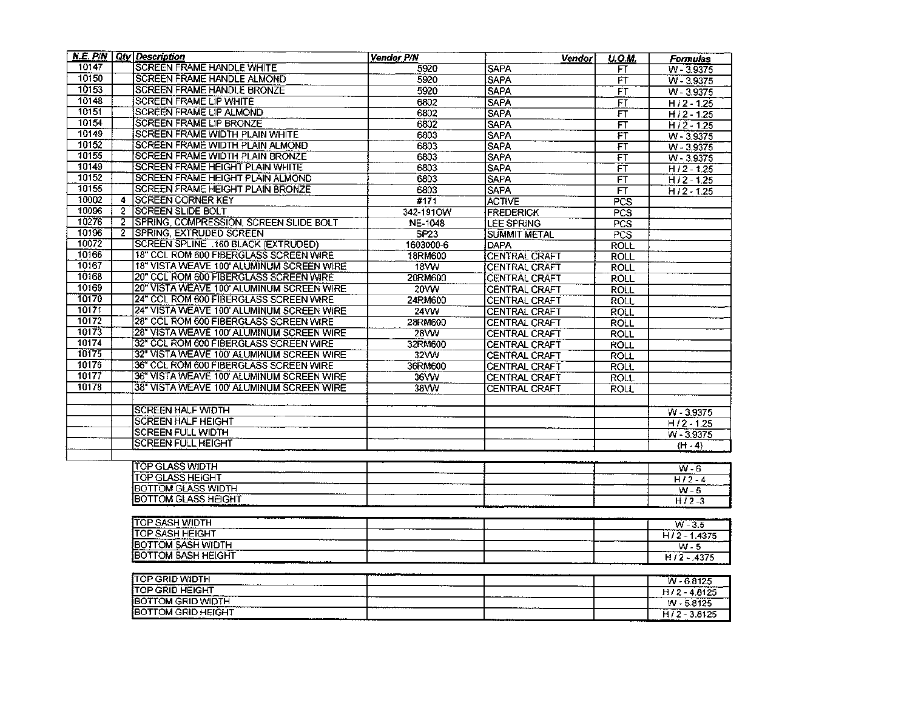| N.E. P/N | Qty | Description | Vendor P/N | Vendor | U.O.M. | Formulas |
|---|---|---|---|---|---|---|
| 10147 | | SCREEN FRAME HANDLE WHITE | 5920 | SAPA | FT | W - 3.9375 |
| 10150 | | SCREEN FRAME HANDLE ALMOND | 5920 | SAPA | FT | W - 3.9375 |
| 10153 | | SCREEN FRAME HANDLE BRONZE | 5920 | SAPA | FT | W - 3.9375 |
| 10148 | | SCREEN FRAME LIP WHITE | 6802 | SAPA | FT | H / 2 - 1.25 |
| 10151 | | SCREEN FRAME LIP ALMOND | 6802 | SAPA | FT | H / 2 - 1.25 |
| 10154 | | SCREEN FRAME LIP BRONZE | 6802 | SAPA | FT | H / 2 - 1.25 |
| 10149 | | SCREEN FRAME WIDTH PLAIN WHITE | 6803 | SAPA | FT | W - 3.9375 |
| 10152 | | SCREEN FRAME WIDTH PLAIN ALMOND | 6803 | SAPA | FT | W - 3.9375 |
| 10155 | | SCREEN FRAME WIDTH PLAIN BRONZE | 6803 | SAPA | FT | W - 3.9375 |
| 10149 | | SCREEN FRAME HEIGHT PLAIN WHITE | 6803 | SAPA | FT | H / 2 - 1.25 |
| 10152 | | SCREEN FRAME HEIGHT PLAIN ALMOND | 6803 | SAPA | FT | H / 2 - 1.25 |
| 10155 | | SCREEN FRAME HEIGHT PLAIN BRONZE | 6803 | SAPA | FT | H / 2 - 1.25 |
| 10002 | 4 | SCREEN CORNER KEY | #171 | ACTIVE | PCS | |
| 10096 | 2 | SCREEN SLIDE BOLT | 342-1910W | FREDERICK | PCS | |
| 10276 | 2 | SPRING, COMPRESSION, SCREEN SLIDE BOLT | NE-1048 | LEE SPRING | PCS | |
| 10196 | 2 | SPRING, EXTRUDED SCREEN | SP23 | SUMMIT METAL | PCS | |
| 10072 | | SCREEN SPLINE .160 BLACK (EXTRUDED) | 1603000-6 | DAPA | ROLL | |
| 10166 | | 18" CCL ROM 600 FIBERGLASS SCREEN WIRE | 18RM600 | CENTRAL CRAFT | ROLL | |
| 10167 | | 18" VISTA WEAVE 100' ALUMINUM SCREEN WIRE | 18VW | CENTRAL CRAFT | ROLL | |
| 10168 | | 20" CCL ROM 600 FIBERGLASS SCREEN WIRE | 20RM600 | CENTRAL CRAFT | ROLL | |
| 10169 | | 20" VISTA WEAVE 100' ALUMINUM SCREEN WIRE | 20VW | CENTRAL CRAFT | ROLL | |
| 10170 | | 24" CCL ROM 600 FIBERGLASS SCREEN WIRE | 24RM600 | CENTRAL CRAFT | ROLL | |
| 10171 | | 24" VISTA WEAVE 100' ALUMINUM SCREEN WIRE | 24VW | CENTRAL CRAFT | ROLL | |
| 10172 | | 28" CCL ROM 600 FIBERGLASS SCREEN WIRE | 28RM600 | CENTRAL CRAFT | ROLL | |
| 10173 | | 28" VISTA WEAVE 100' ALUMINUM SCREEN WIRE | 28VW | CENTRAL CRAFT | ROLL | |
| 10174 | | 32" CCL ROM 600 FIBERGLASS SCREEN WIRE | 32RM600 | CENTRAL CRAFT | ROLL | |
| 10175 | | 32" VISTA WEAVE 100' ALUMINUM SCREEN WIRE | 32VW | CENTRAL CRAFT | ROLL | |
| 10176 | | 36" CCL ROM 600 FIBERGLASS SCREEN WIRE | 36RM600 | CENTRAL CRAFT | ROLL | |
| 10177 | | 36" VISTA WEAVE 100' ALUMINUM SCREEN WIRE | 36VW | CENTRAL CRAFT | ROLL | |
| 10178 | | 38" VISTA WEAVE 100' ALUMINUM SCREEN WIRE | 38VW | CENTRAL CRAFT | ROLL | |
| | | | | | | |
| | | SCREEN HALF WIDTH | | | | W - 3.9375 |
| | | SCREEN HALF HEIGHT | | | | H / 2 - 1.25 |
| | | SCREEN FULL WIDTH | | | | W - 3.9375 |
| | | SCREEN FULL HEIGHT | | | | (H - 4) |

| Description | | | | Formulas |
|---|---|---|---|---|
| TOP GLASS WIDTH | | | | W - 6 |
| TOP GLASS HEIGHT | | | | H / 2 - 4 |
| BOTTOM GLASS WIDTH | | | | W - 5 |
| BOTTOM GLASS HEIGHT | | | | H / 2 -3 |

| Description | | | | Formulas |
|---|---|---|---|---|
| TOP SASH WIDTH | | | | W - 3.5 |
| TOP SASH HEIGHT | | | | H / 2 - 1.4375 |
| BOTTOM SASH WIDTH | | | | W - 5 |
| BOTTOM SASH HEIGHT | | | | H / 2 - .4375 |

| Description | | | | Formulas |
|---|---|---|---|---|
| TOP GRID WIDTH | | | | W - 6.8125 |
| TOP GRID HEIGHT | | | | H / 2 - 4.8125 |
| BOTTOM GRID WIDTH | | | | W - 5.8125 |
| BOTTOM GRID HEIGHT | | | | H / 2 - 3.8125 |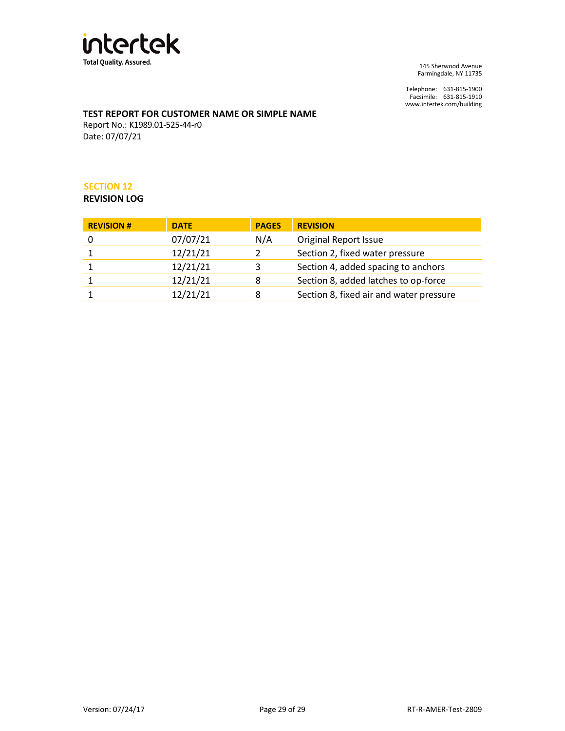**intertek**
Total Quality. Assured.

145 Sherwood Avenue
Farmingdale, NY 11735

Telephone: 631-815-1900
Facsimile: 631-815-1910
www.intertek.com/building

**TEST REPORT FOR CUSTOMER NAME OR SIMPLE NAME**
Report No.: K1989.01-525-44-r0
Date: 07/07/21

## SECTION 12
## REVISION LOG

| REVISION # | DATE | PAGES | REVISION |
|---|---|---|---|
| 0 | 07/07/21 | N/A | Original Report Issue |
| 1 | 12/21/21 | 2 | Section 2, fixed water pressure |
| 1 | 12/21/21 | 3 | Section 4, added spacing to anchors |
| 1 | 12/21/21 | 8 | Section 8, added latches to op-force |
| 1 | 12/21/21 | 8 | Section 8, fixed air and water pressure |

Version: 07/24/17 RT-R-AMER-Test-2809